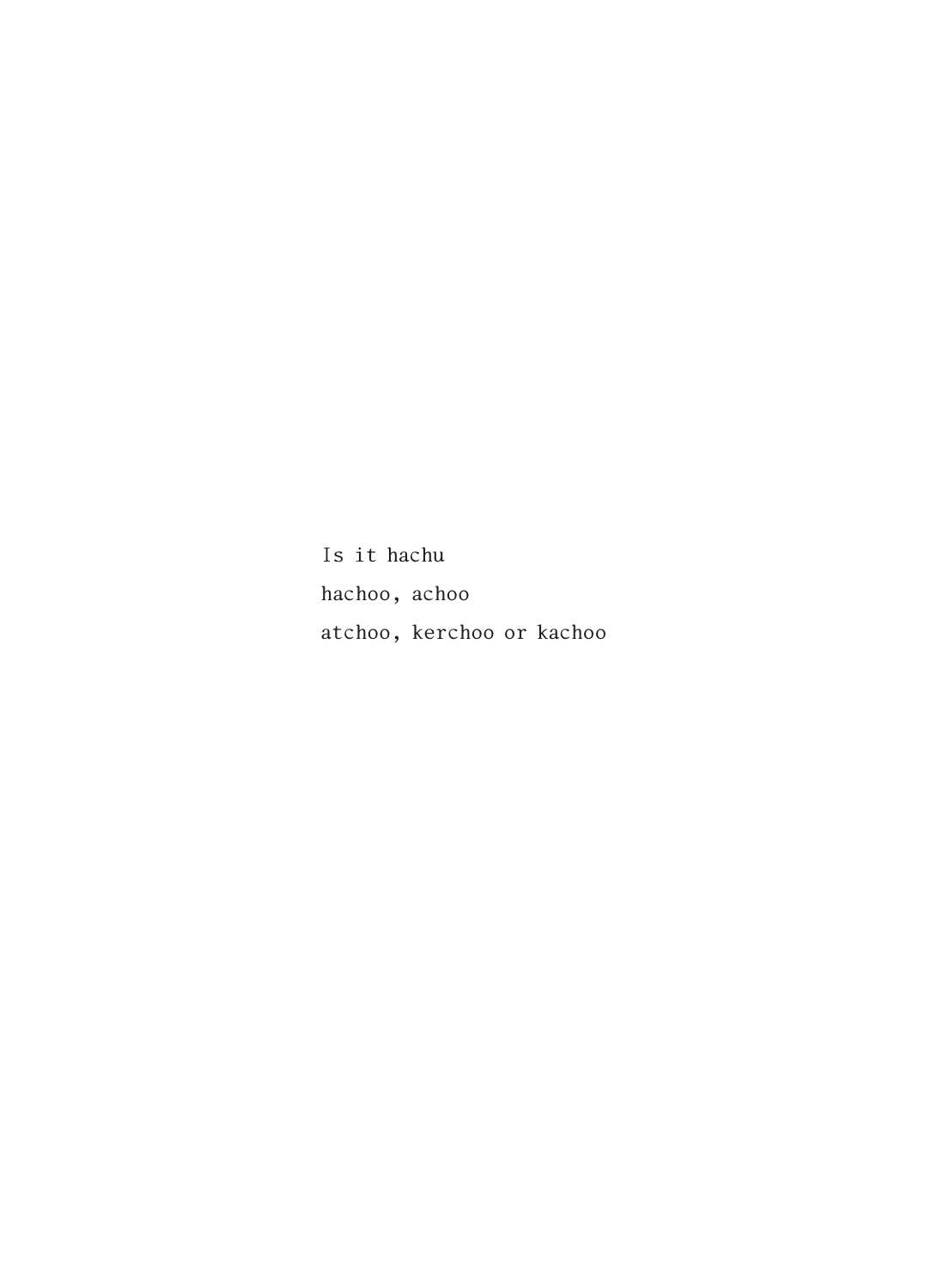Is it hachu

hachoo, achoo

atchoo, kerchoo or kachoo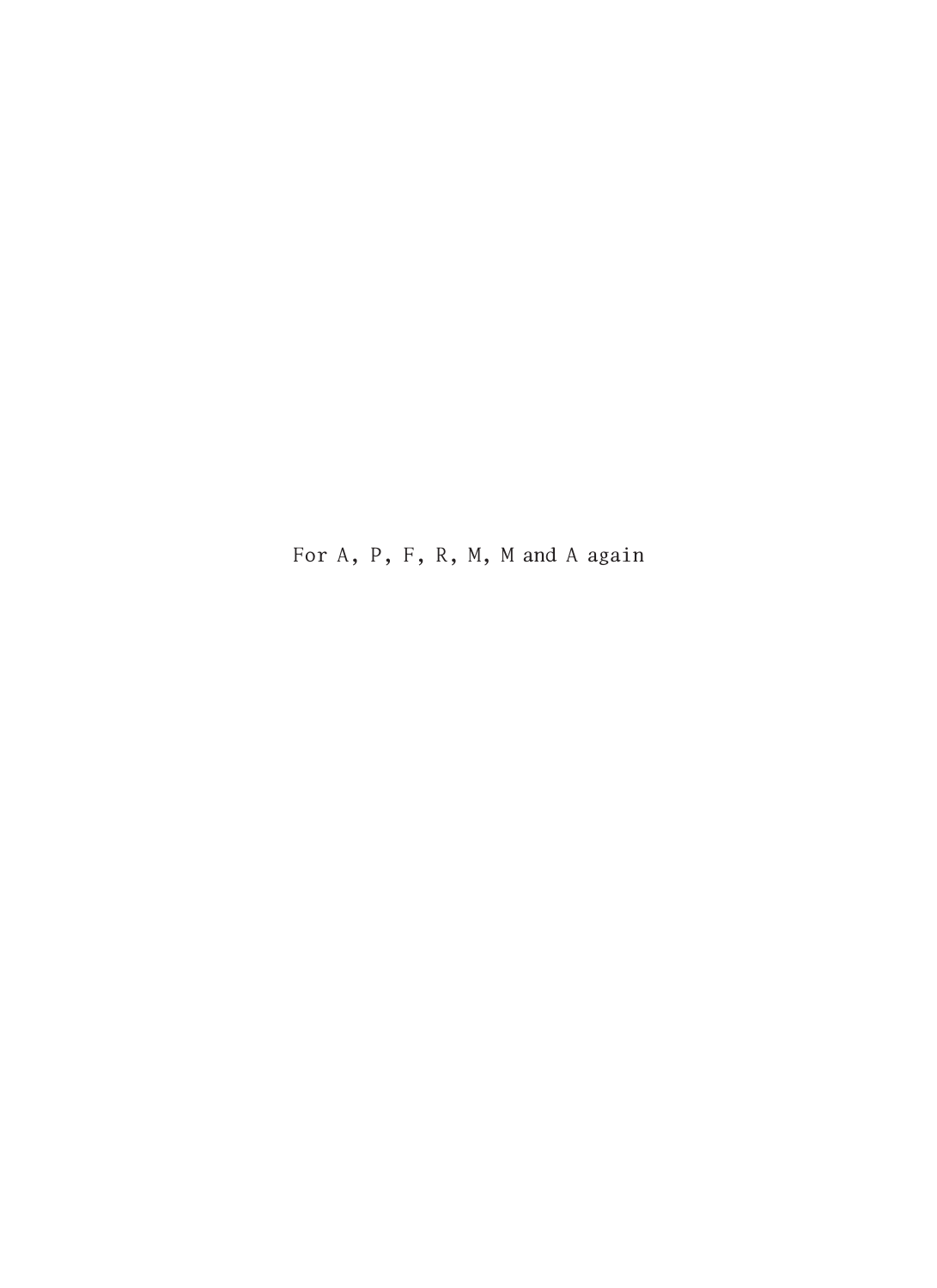For A, P, F, R, M, M and A again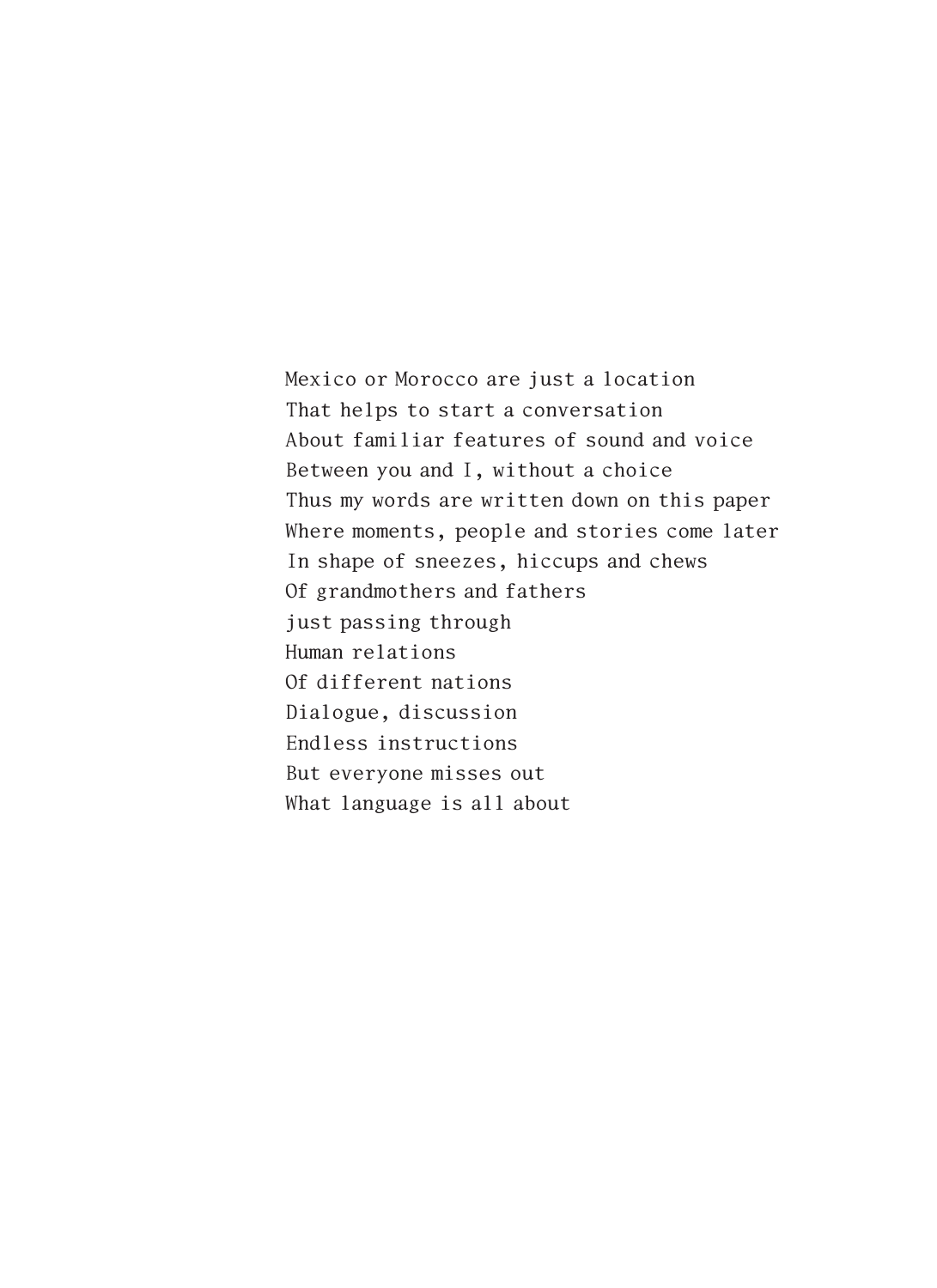Mexico or Morocco are just a location  
That helps to start a conversation  
About familiar features of sound and voice  
Between you and I, without a choice  
Thus my words are written down on this paper  
Where moments, people and stories come later  
In shape of sneezes, hiccups and chews  
Of grandmothers and fathers  
just passing through  
Human relations  
Of different nations  
Dialogue, discussion  
Endless instructions  
But everyone misses out  
What language is all about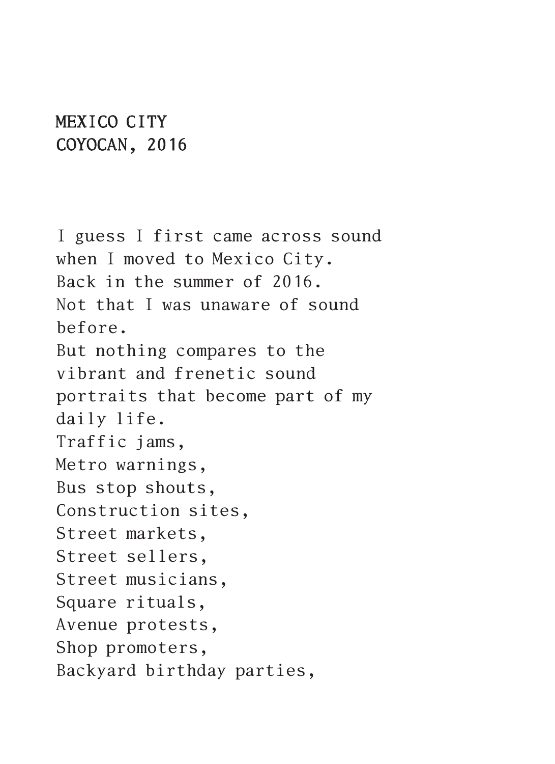MEXICO CITY
COYOCAN, 2016

I guess I first came across sound
when I moved to Mexico City.
Back in the summer of 2016.
Not that I was unaware of sound
before.
But nothing compares to the
vibrant and frenetic sound
portraits that become part of my
daily life.
Traffic jams,
Metro warnings,
Bus stop shouts,
Construction sites,
Street markets,
Street sellers,
Street musicians,
Square rituals,
Avenue protests,
Shop promoters,
Backyard birthday parties,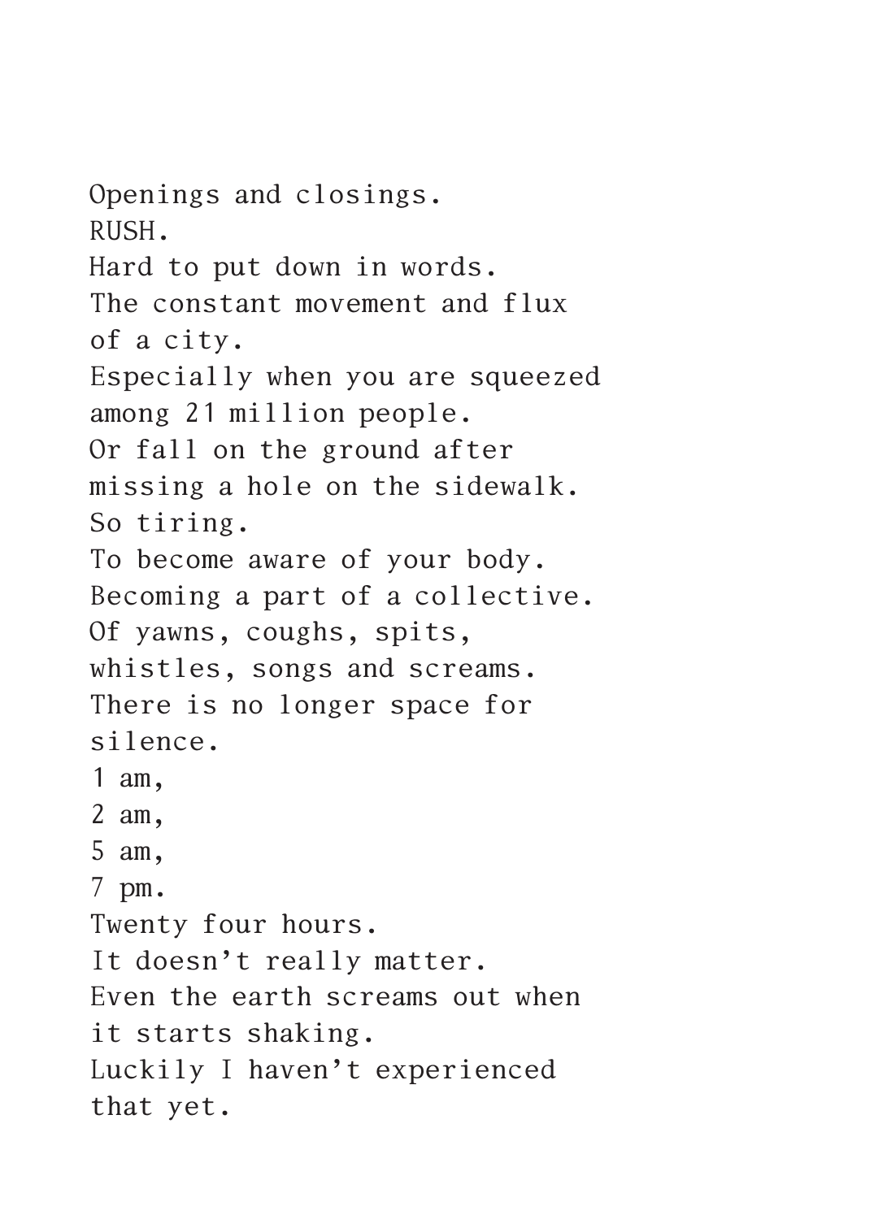Openings and closings.  
RUSH.  
Hard to put down in words.  
The constant movement and flux  
of a city.  
Especially when you are squeezed  
among 21 million people.  
Or fall on the ground after  
missing a hole on the sidewalk.  
So tiring.  
To become aware of your body.  
Becoming a part of a collective.  
Of yawns, coughs, spits,  
whistles, songs and screams.  
There is no longer space for  
silence.  
1 am,  
2 am,  
5 am,  
7 pm.  
Twenty four hours.  
It doesn't really matter.  
Even the earth screams out when  
it starts shaking.  
Luckily I haven't experienced  
that yet.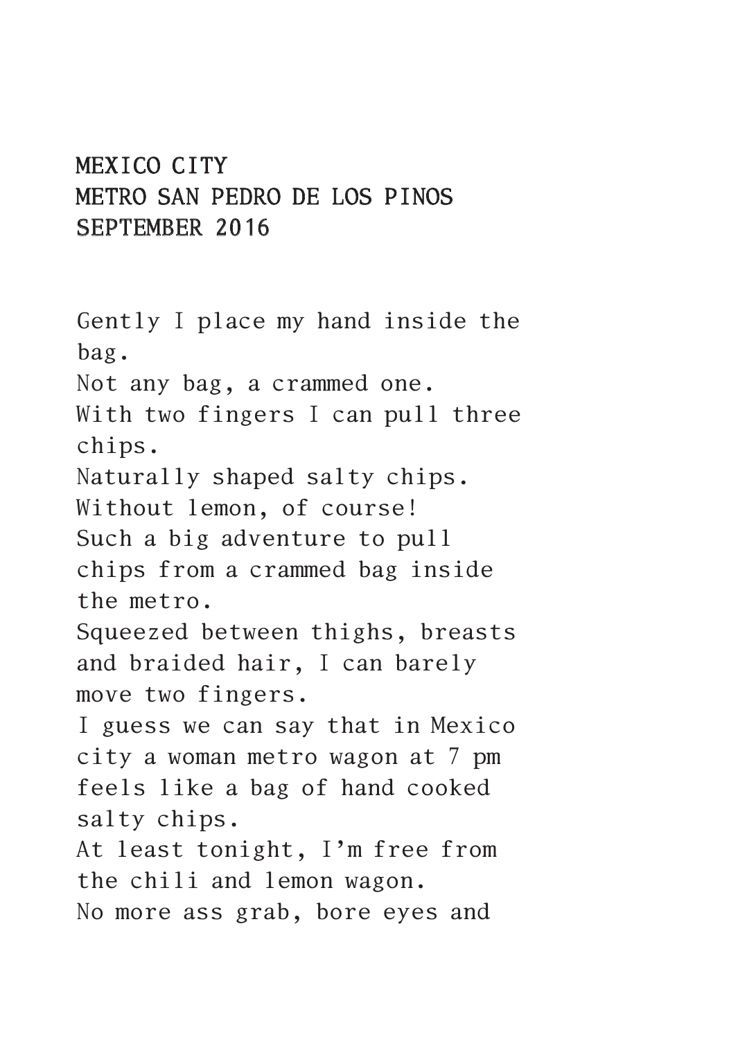MEXICO CITY
METRO SAN PEDRO DE LOS PINOS
SEPTEMBER 2016

Gently I place my hand inside the bag.
Not any bag, a crammed one.
With two fingers I can pull three chips.
Naturally shaped salty chips.
Without lemon, of course!
Such a big adventure to pull chips from a crammed bag inside the metro.
Squeezed between thighs, breasts and braided hair, I can barely move two fingers.
I guess we can say that in Mexico city a woman metro wagon at 7 pm feels like a bag of hand cooked salty chips.
At least tonight, I'm free from the chili and lemon wagon.
No more ass grab, bore eyes and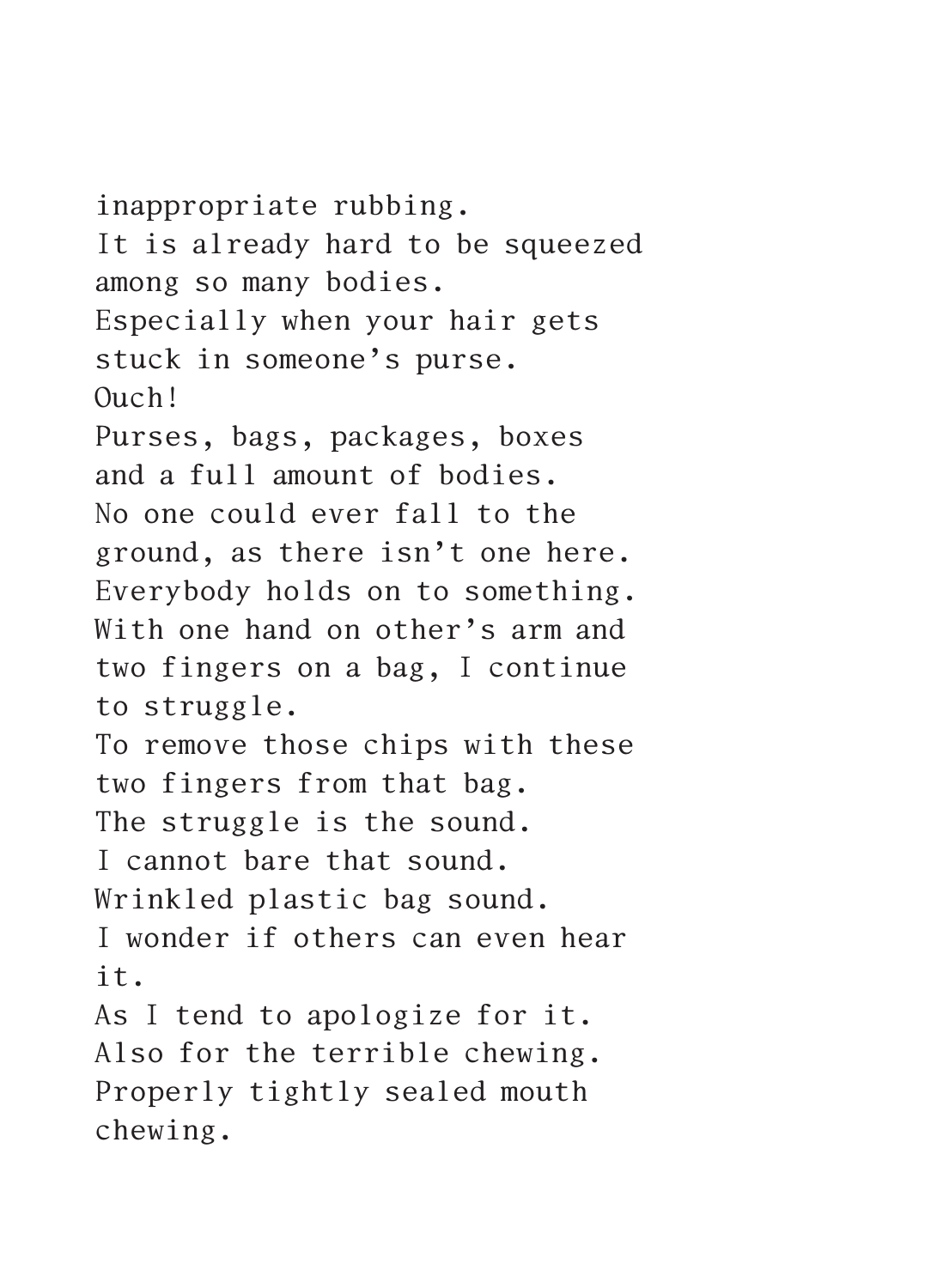inappropriate rubbing.
It is already hard to be squeezed among so many bodies.
Especially when your hair gets stuck in someone’s purse.
Ouch!
Purses, bags, packages, boxes and a full amount of bodies.
No one could ever fall to the ground, as there isn’t one here.
Everybody holds on to something.
With one hand on other’s arm and two fingers on a bag, I continue to struggle.
To remove those chips with these two fingers from that bag.
The struggle is the sound.
I cannot bare that sound.
Wrinkled plastic bag sound.
I wonder if others can even hear it.
As I tend to apologize for it.
Also for the terrible chewing.
Properly tightly sealed mouth chewing.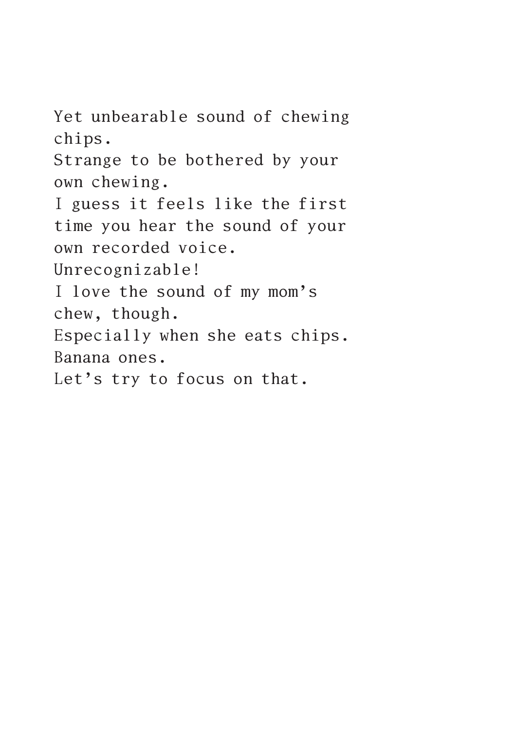Yet unbearable sound of chewing chips.
Strange to be bothered by your own chewing.
I guess it feels like the first time you hear the sound of your own recorded voice.
Unrecognizable!
I love the sound of my mom’s chew, though.
Especially when she eats chips.
Banana ones.
Let’s try to focus on that.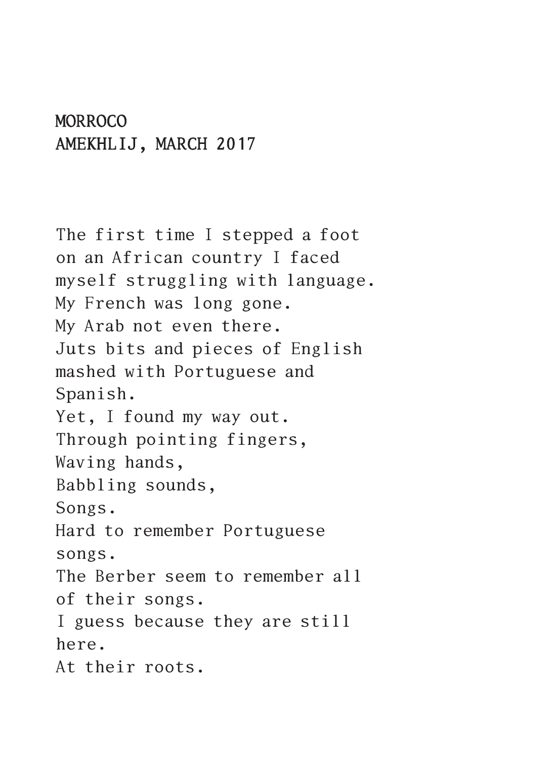MORROCO
AMEKHLIJ, MARCH 2017

The first time I stepped a foot
on an African country I faced
myself struggling with language.
My French was long gone.
My Arab not even there.
Juts bits and pieces of English
mashed with Portuguese and
Spanish.
Yet, I found my way out.
Through pointing fingers,
Waving hands,
Babbling sounds,
Songs.
Hard to remember Portuguese
songs.
The Berber seem to remember all
of their songs.
I guess because they are still
here.
At their roots.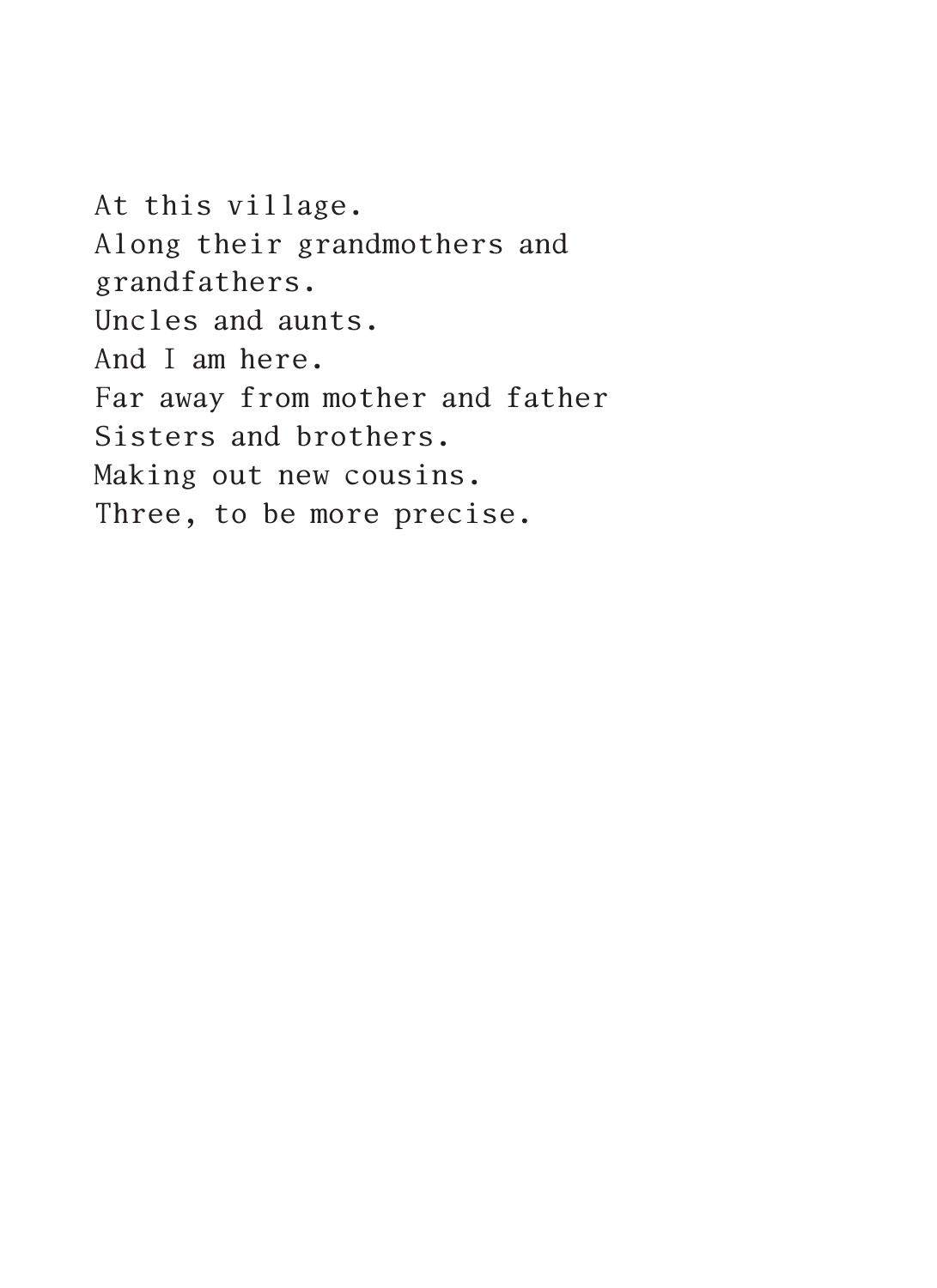At this village.  
Along their grandmothers and  
grandfathers.  
Uncles and aunts.  
And I am here.  
Far away from mother and father  
Sisters and brothers.  
Making out new cousins.  
Three, to be more precise.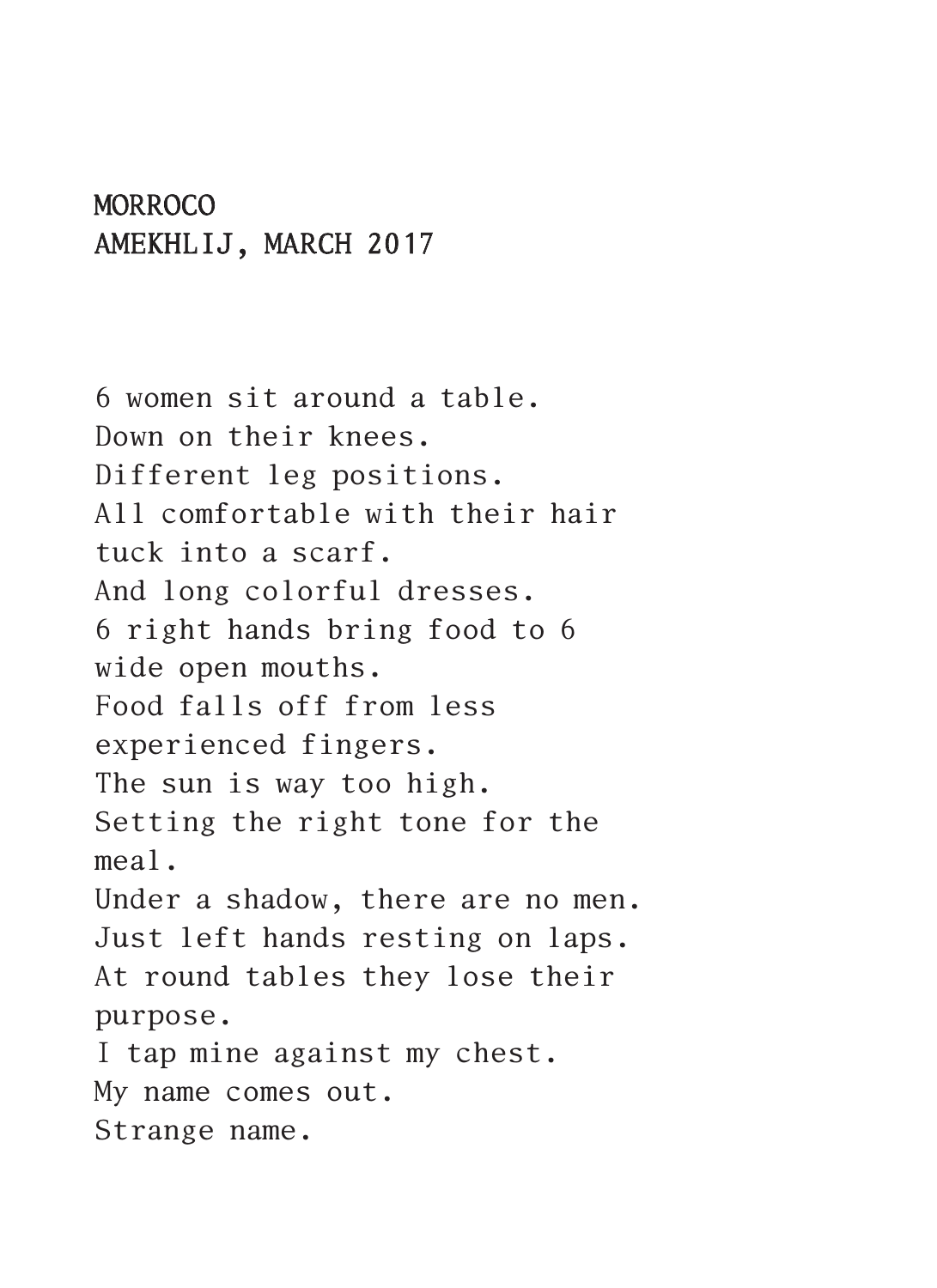MORROCO
AMEKHLIJ, MARCH 2017

6 women sit around a table.
Down on their knees.
Different leg positions.
All comfortable with their hair
tuck into a scarf.
And long colorful dresses.
6 right hands bring food to 6
wide open mouths.
Food falls off from less
experienced fingers.
The sun is way too high.
Setting the right tone for the
meal.
Under a shadow, there are no men.
Just left hands resting on laps.
At round tables they lose their
purpose.
I tap mine against my chest.
My name comes out.
Strange name.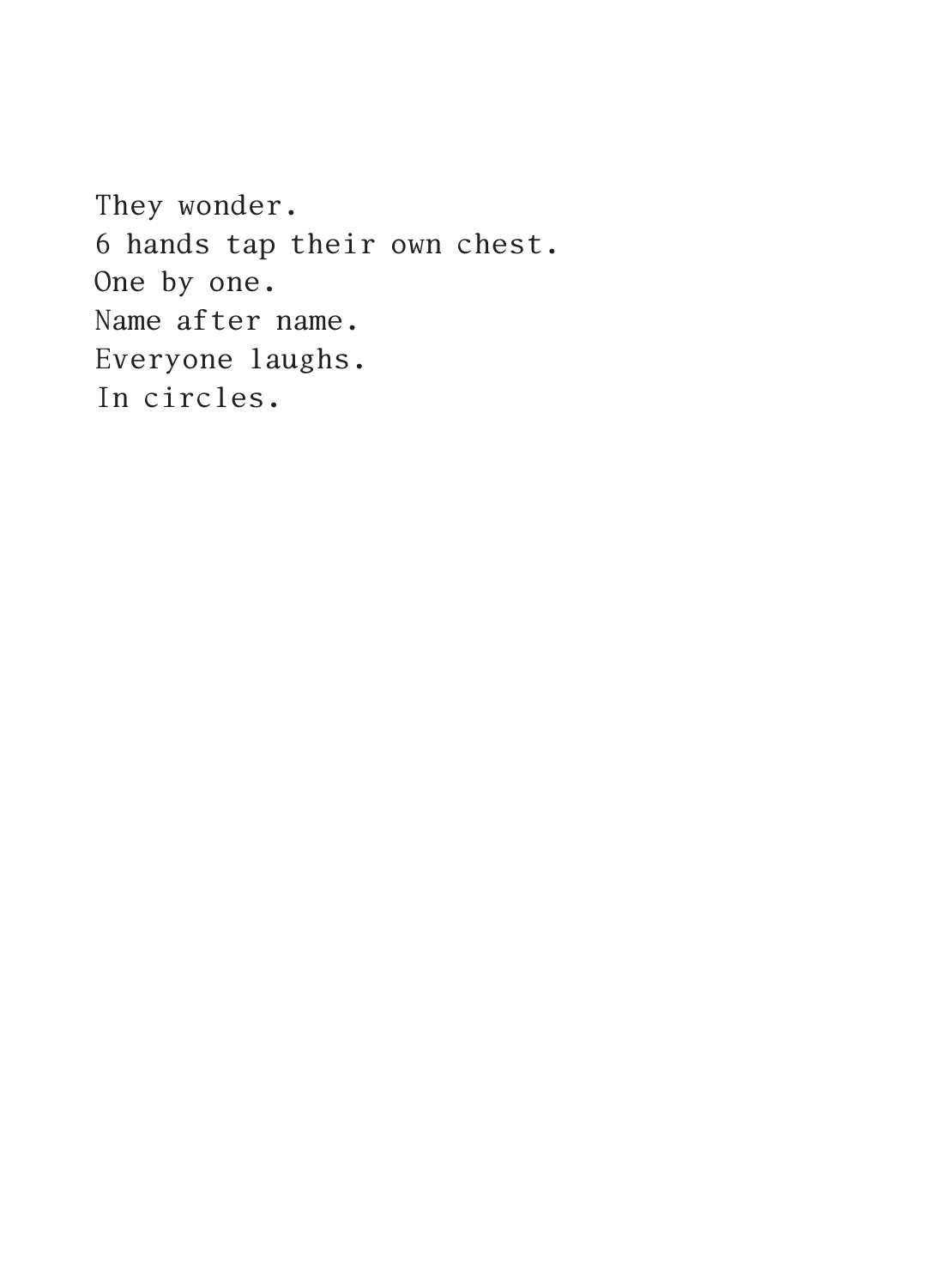They wonder.  
6 hands tap their own chest.  
One by one.  
Name after name.  
Everyone laughs.  
In circles.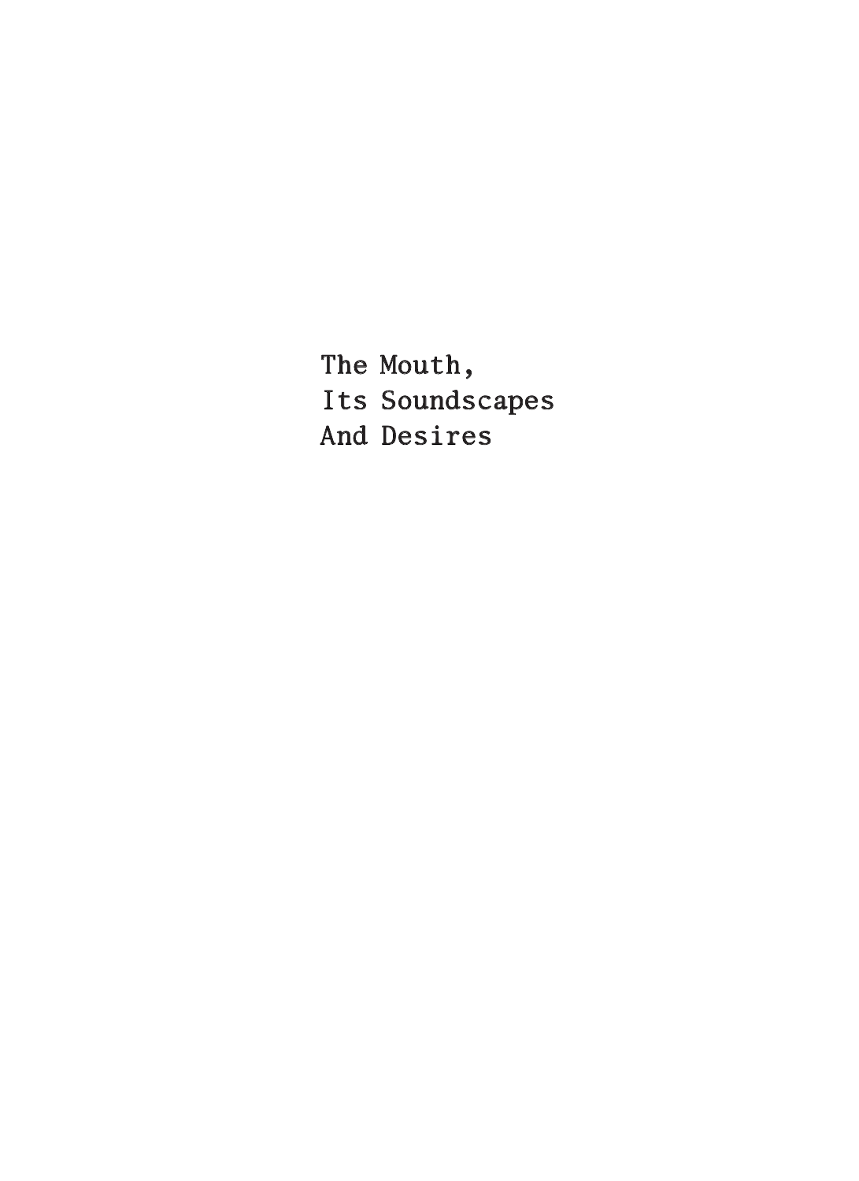# The Mouth, Its Soundscapes And Desires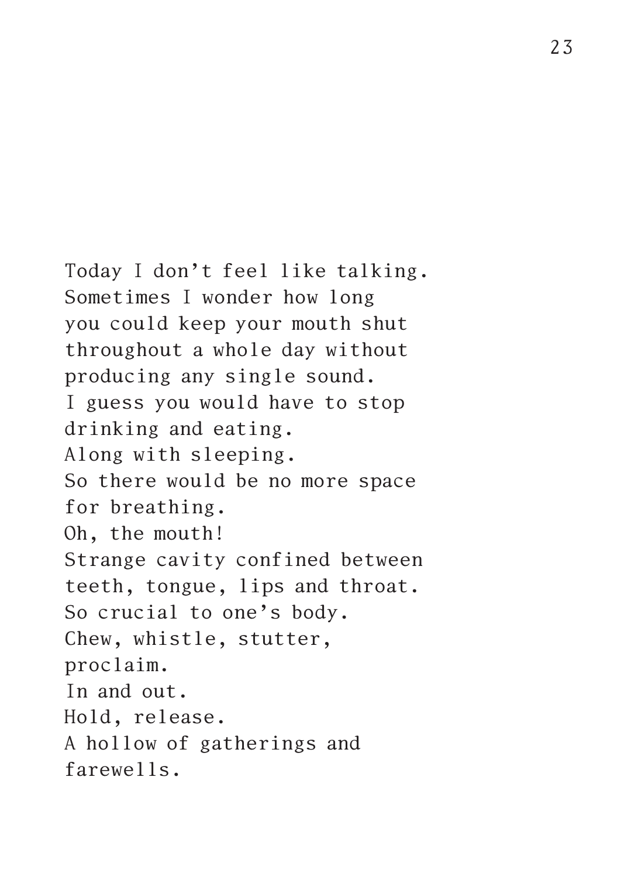Today I don’t feel like talking.  
Sometimes I wonder how long  
you could keep your mouth shut  
throughout a whole day without  
producing any single sound.  
I guess you would have to stop  
drinking and eating.  
Along with sleeping.  
So there would be no more space  
for breathing.  
Oh, the mouth!  
Strange cavity confined between  
teeth, tongue, lips and throat.  
So crucial to one’s body.  
Chew, whistle, stutter,  
proclaim.  
In and out.  
Hold, release.  
A hollow of gatherings and  
farewells.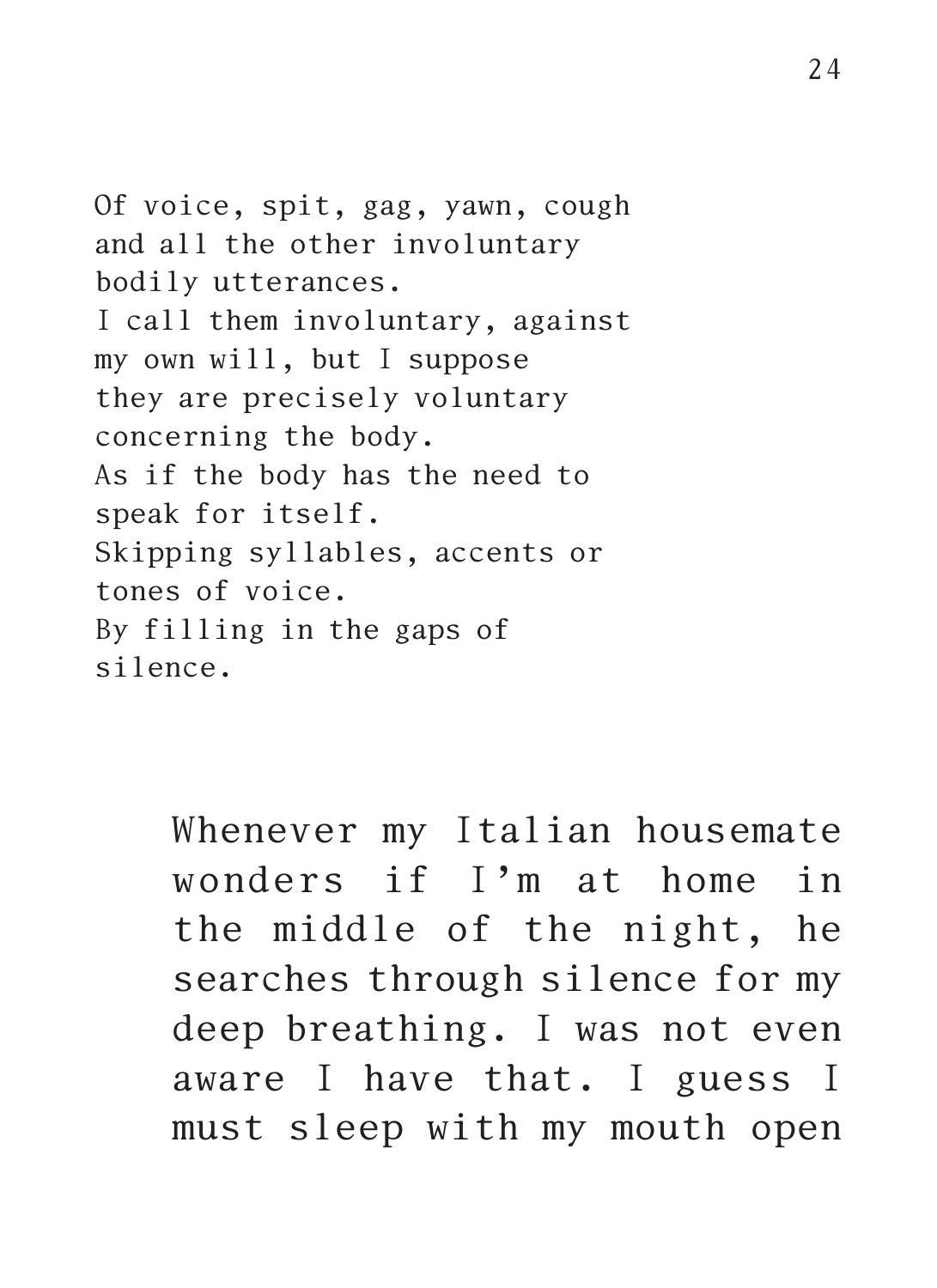Of voice, spit, gag, yawn, cough
and all the other involuntary
bodily utterances.
I call them involuntary, against
my own will, but I suppose
they are precisely voluntary
concerning the body.
As if the body has the need to
speak for itself.
Skipping syllables, accents or
tones of voice.
By filling in the gaps of
silence.

Whenever my Italian housemate wonders if I'm at home in the middle of the night, he searches through silence for my deep breathing. I was not even aware I have that. I guess I must sleep with my mouth open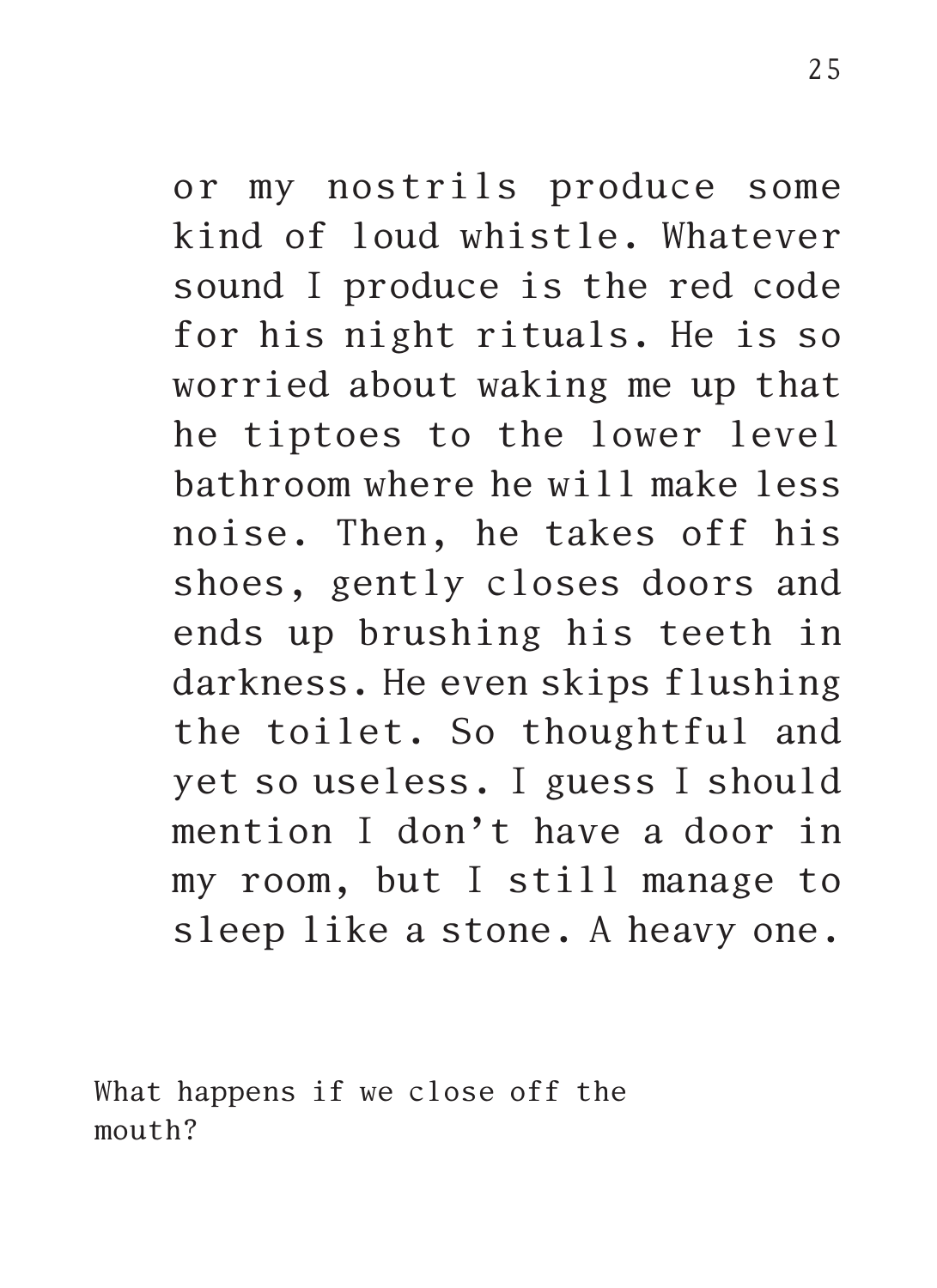or my nostrils produce some kind of loud whistle. Whatever sound I produce is the red code for his night rituals. He is so worried about waking me up that he tiptoes to the lower level bathroom where he will make less noise. Then, he takes off his shoes, gently closes doors and ends up brushing his teeth in darkness. He even skips flushing the toilet. So thoughtful and yet so useless. I guess I should mention I don't have a door in my room, but I still manage to sleep like a stone. A heavy one.

What happens if we close off the mouth?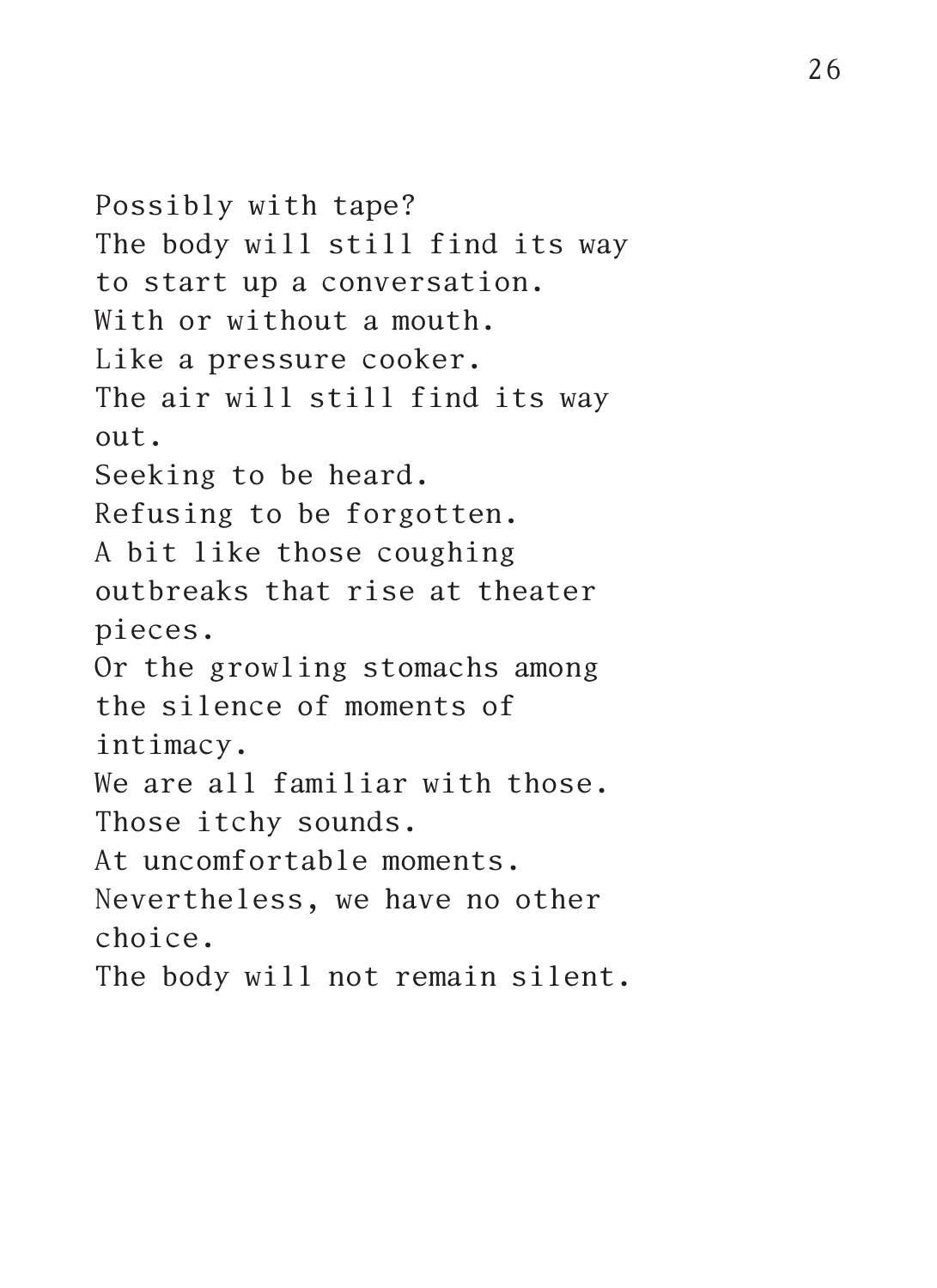Possibly with tape?  
The body will still find its way to start up a conversation.  
With or without a mouth.  
Like a pressure cooker.  
The air will still find its way out.  
Seeking to be heard.  
Refusing to be forgotten.  
A bit like those coughing outbreaks that rise at theater pieces.  
Or the growling stomachs among the silence of moments of intimacy.  
We are all familiar with those.  
Those itchy sounds.  
At uncomfortable moments.  
Nevertheless, we have no other choice.  
The body will not remain silent.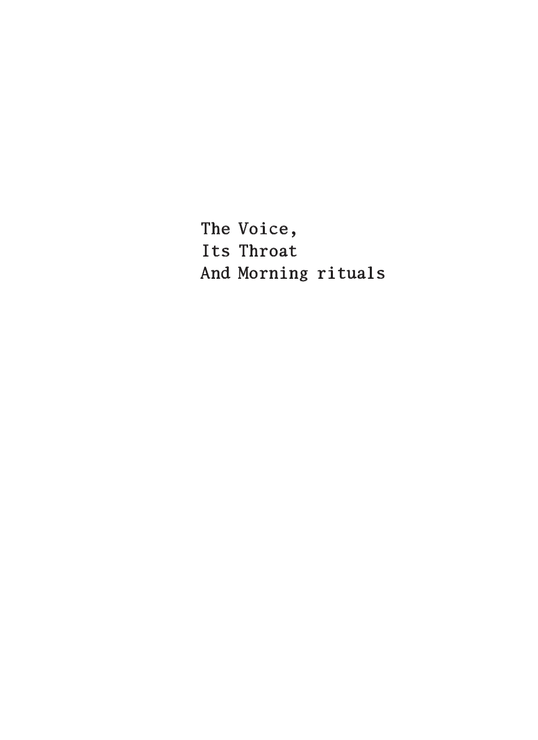# The Voice,
# Its Throat
# And Morning rituals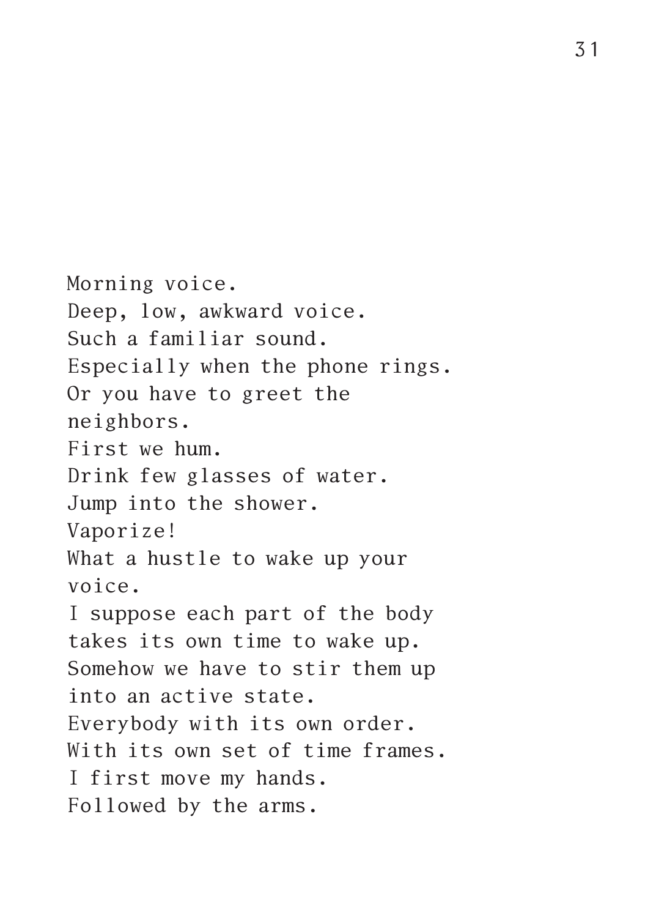Morning voice.  
Deep, low, awkward voice.  
Such a familiar sound.  
Especially when the phone rings.  
Or you have to greet the  
neighbors.  
First we hum.  
Drink few glasses of water.  
Jump into the shower.  
Vaporize!  
What a hustle to wake up your  
voice.  
I suppose each part of the body  
takes its own time to wake up.  
Somehow we have to stir them up  
into an active state.  
Everybody with its own order.  
With its own set of time frames.  
I first move my hands.  
Followed by the arms.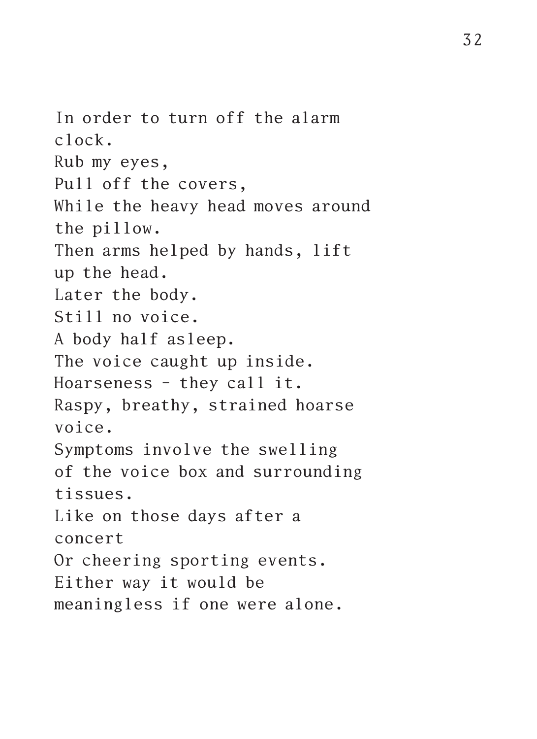In order to turn off the alarm clock.
Rub my eyes,
Pull off the covers,
While the heavy head moves around the pillow.
Then arms helped by hands, lift up the head.
Later the body.
Still no voice.
A body half asleep.
The voice caught up inside.
Hoarseness – they call it.
Raspy, breathy, strained hoarse voice.
Symptoms involve the swelling of the voice box and surrounding tissues.
Like on those days after a concert
Or cheering sporting events.
Either way it would be meaningless if one were alone.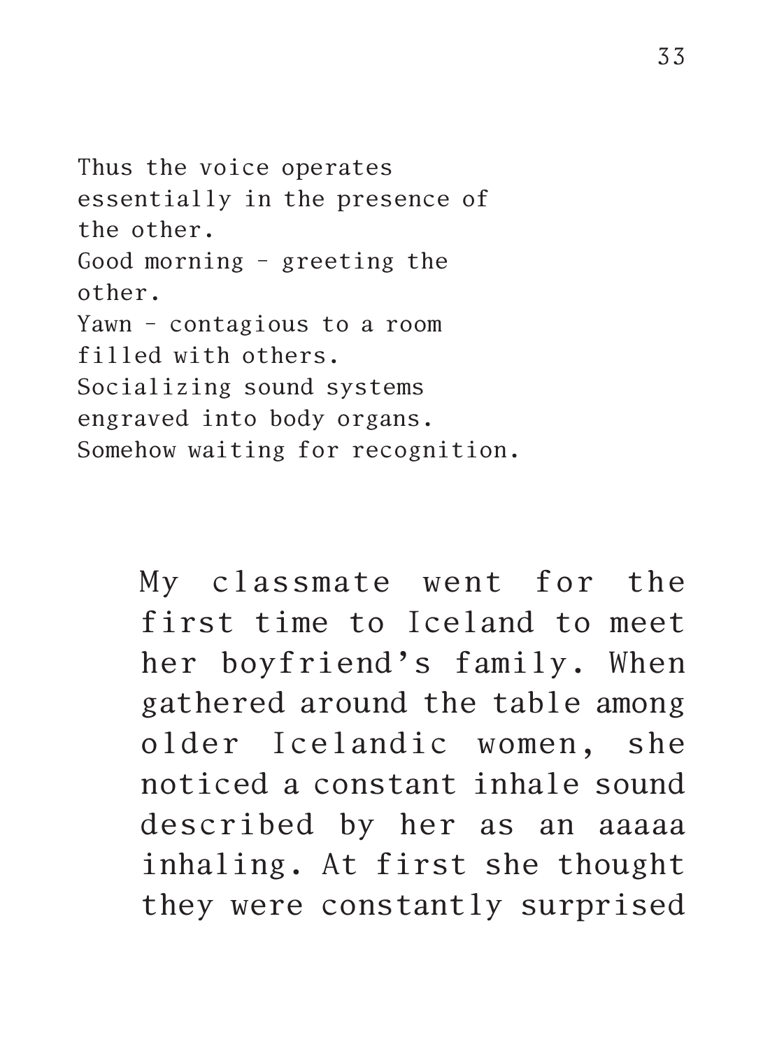Thus the voice operates essentially in the presence of the other.
Good morning – greeting the other.
Yawn – contagious to a room filled with others.
Socializing sound systems engraved into body organs.
Somehow waiting for recognition.

My classmate went for the first time to Iceland to meet her boyfriend's family. When gathered around the table among older Icelandic women, she noticed a constant inhale sound described by her as an aaaaa inhaling. At first she thought they were constantly surprised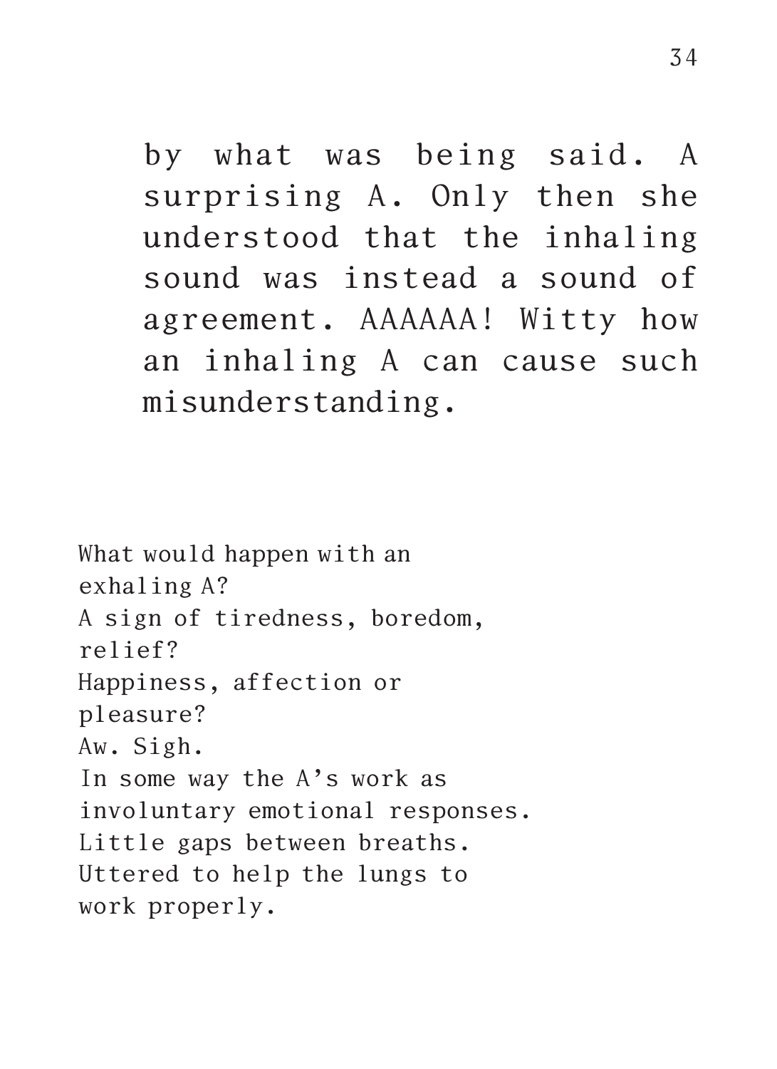by what was being said. A surprising A. Only then she understood that the inhaling sound was instead a sound of agreement. AAAAAA! Witty how an inhaling A can cause such misunderstanding.

What would happen with an
exhaling A?
A sign of tiredness, boredom,
relief?
Happiness, affection or
pleasure?
Aw. Sigh.
In some way the A's work as
involuntary emotional responses.
Little gaps between breaths.
Uttered to help the lungs to
work properly.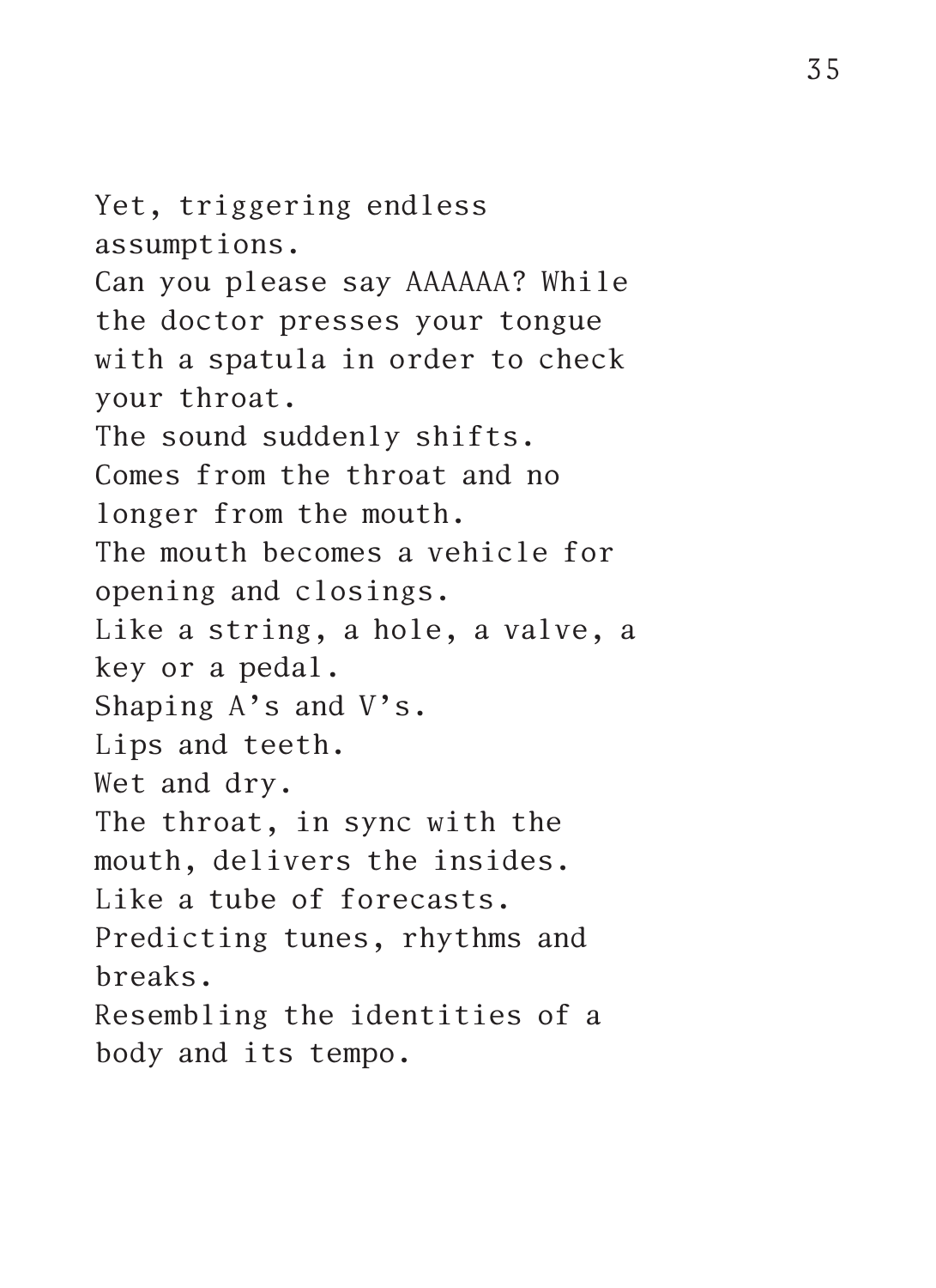Yet, triggering endless assumptions.
Can you please say AAAAAA? While the doctor presses your tongue with a spatula in order to check your throat.
The sound suddenly shifts.
Comes from the throat and no longer from the mouth.
The mouth becomes a vehicle for opening and closings.
Like a string, a hole, a valve, a key or a pedal.
Shaping A's and V's.
Lips and teeth.
Wet and dry.
The throat, in sync with the mouth, delivers the insides.
Like a tube of forecasts.
Predicting tunes, rhythms and breaks.
Resembling the identities of a body and its tempo.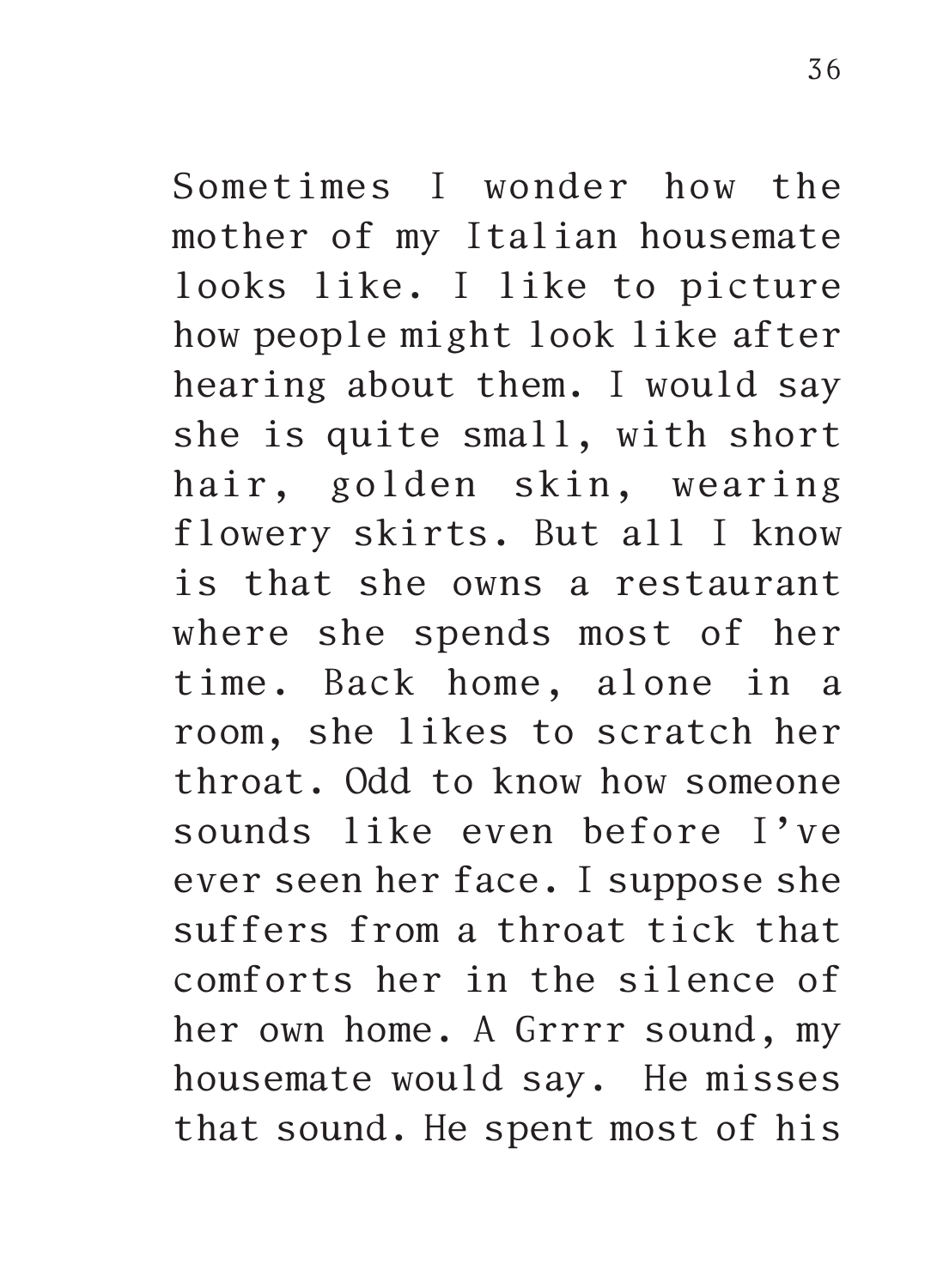Sometimes I wonder how the mother of my Italian housemate looks like. I like to picture how people might look like after hearing about them. I would say she is quite small, with short hair, golden skin, wearing flowery skirts. But all I know is that she owns a restaurant where she spends most of her time. Back home, alone in a room, she likes to scratch her throat. Odd to know how someone sounds like even before I've ever seen her face. I suppose she suffers from a throat tick that comforts her in the silence of her own home. A Grrrr sound, my housemate would say. He misses that sound. He spent most of his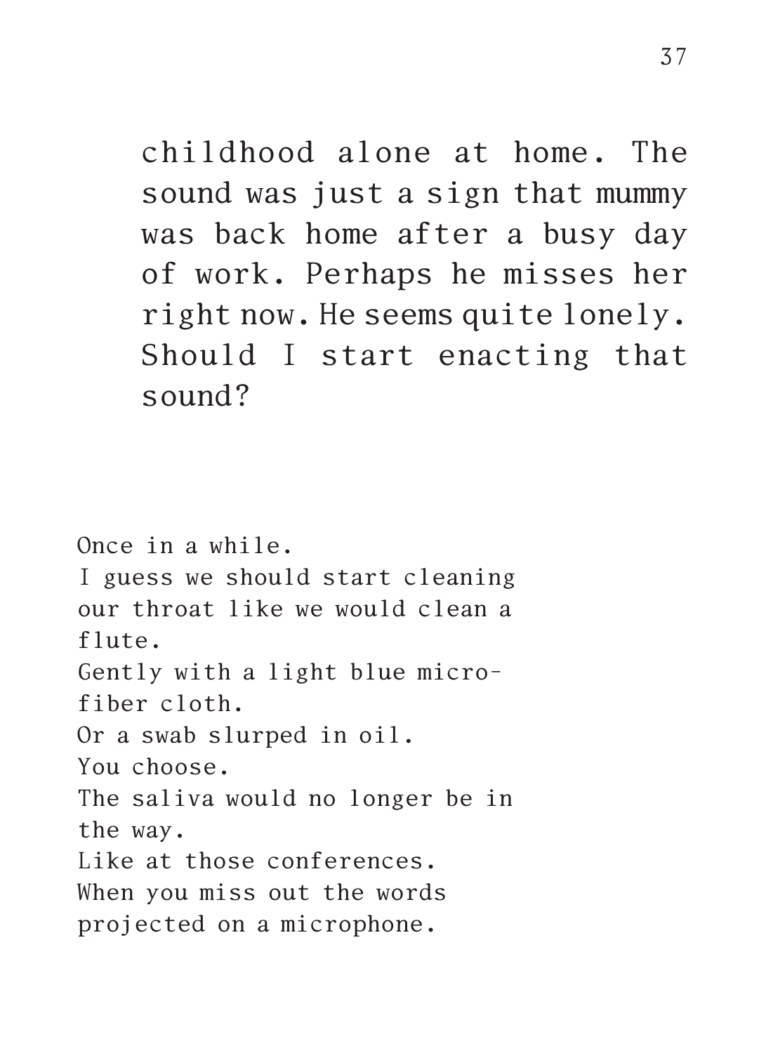childhood alone at home. The sound was just a sign that mummy was back home after a busy day of work. Perhaps he misses her right now. He seems quite lonely. Should I start enacting that sound?

Once in a while.  
I guess we should start cleaning our throat like we would clean a flute.  
Gently with a light blue micro-fiber cloth.  
Or a swab slurped in oil.  
You choose.  
The saliva would no longer be in the way.  
Like at those conferences.  
When you miss out the words projected on a microphone.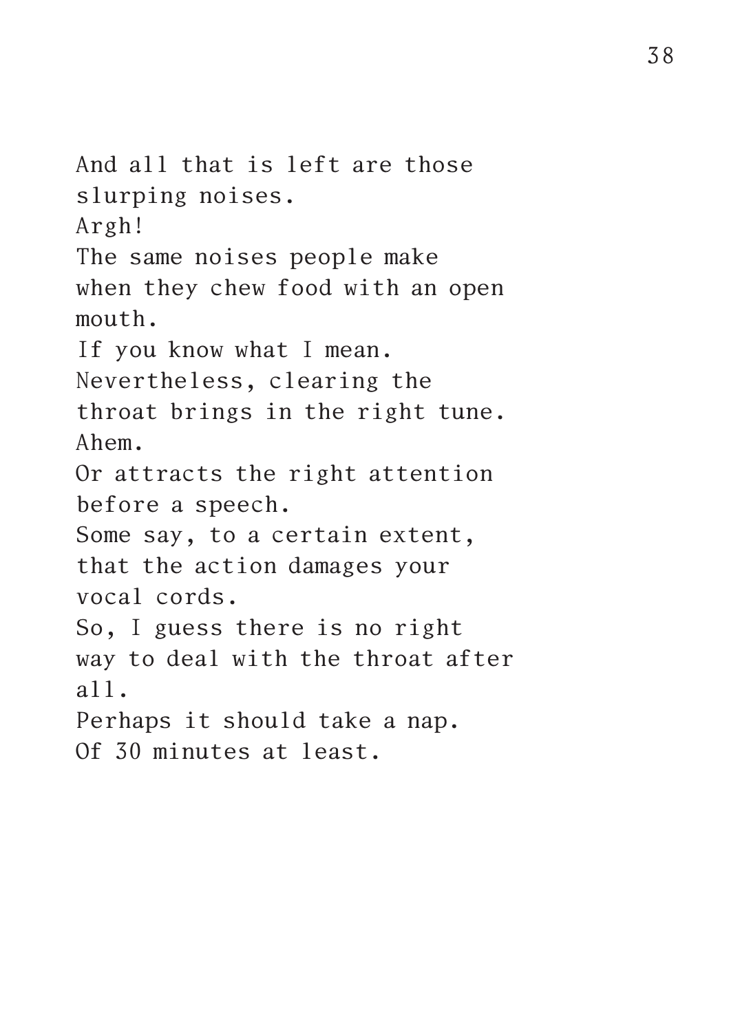And all that is left are those slurping noises.  
Argh!  
The same noises people make when they chew food with an open mouth.  
If you know what I mean.  
Nevertheless, clearing the throat brings in the right tune.  
Ahem.  
Or attracts the right attention before a speech.  
Some say, to a certain extent, that the action damages your vocal cords.  
So, I guess there is no right way to deal with the throat after all.  
Perhaps it should take a nap.  
Of 30 minutes at least.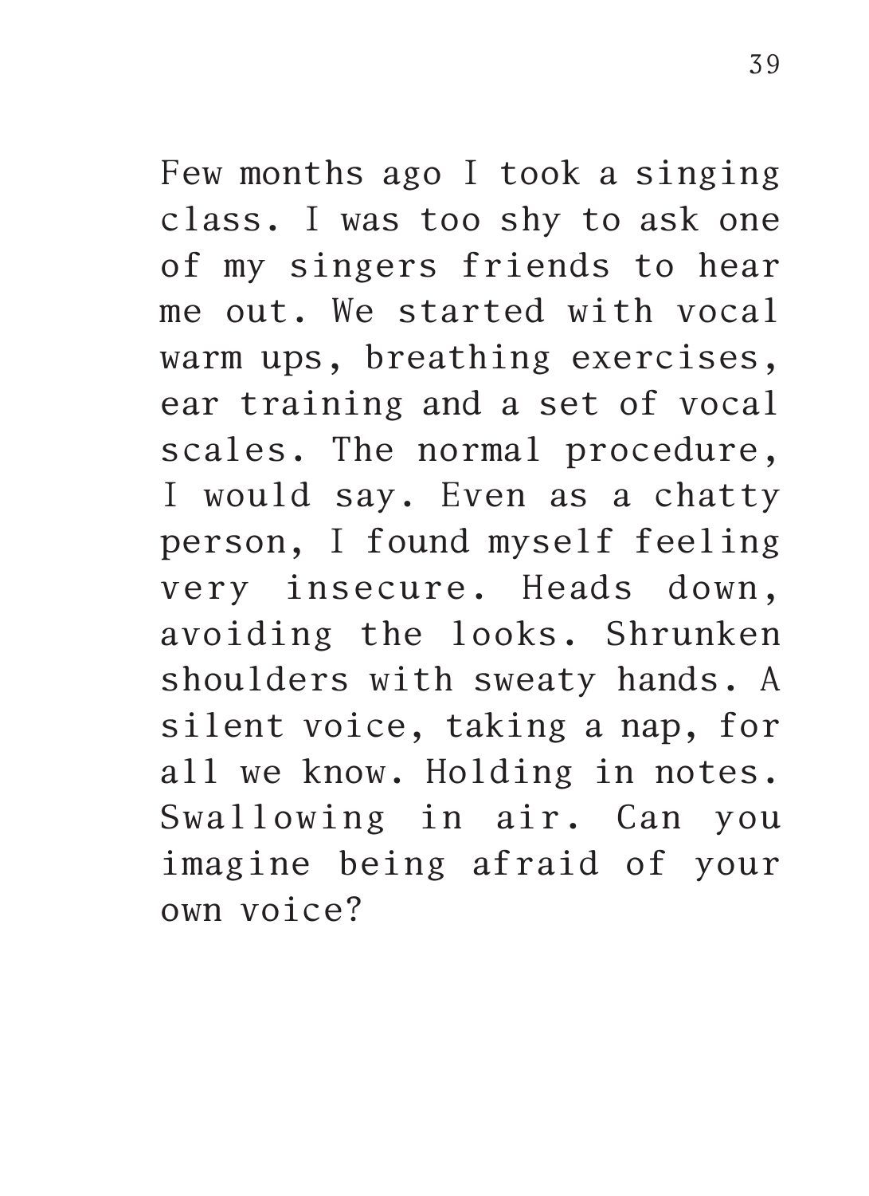Few months ago I took a singing class. I was too shy to ask one of my singers friends to hear me out. We started with vocal warm ups, breathing exercises, ear training and a set of vocal scales. The normal procedure, I would say. Even as a chatty person, I found myself feeling very insecure. Heads down, avoiding the looks. Shrunken shoulders with sweaty hands. A silent voice, taking a nap, for all we know. Holding in notes. Swallowing in air. Can you imagine being afraid of your own voice?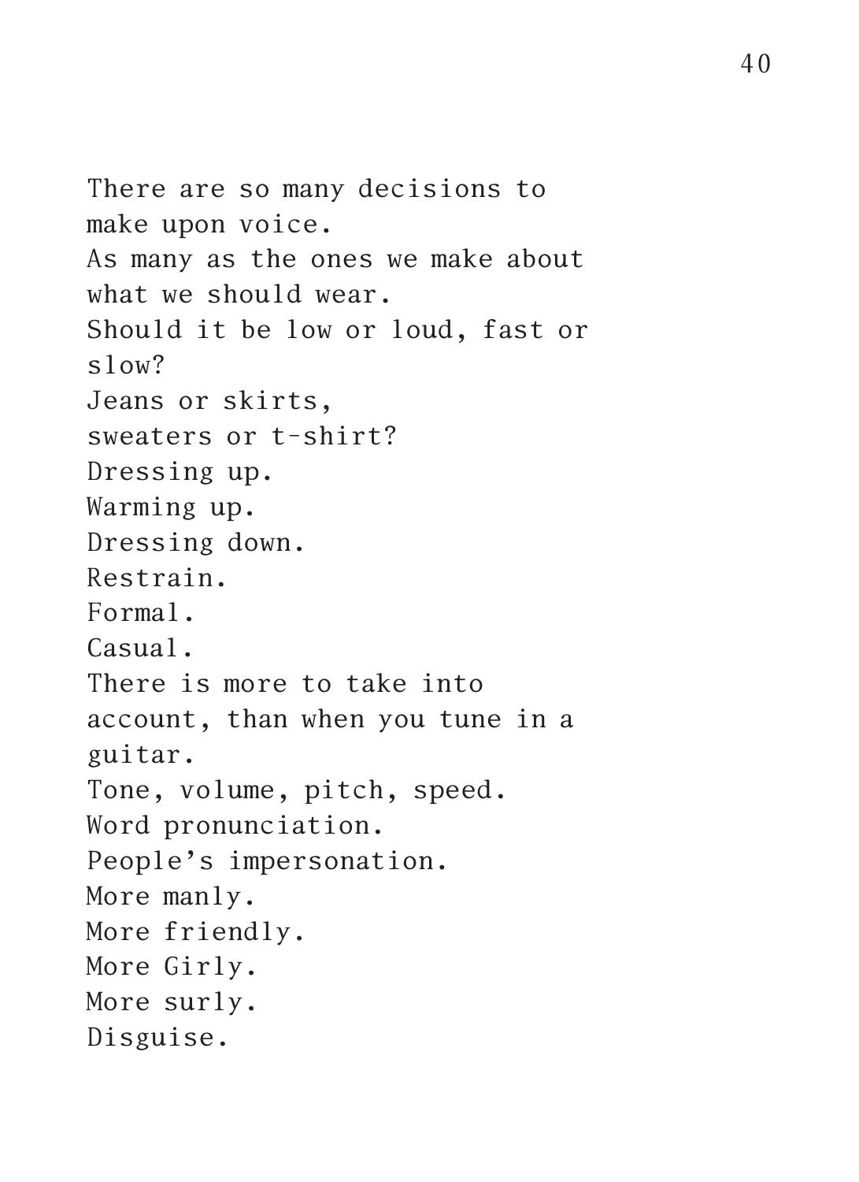There are so many decisions to make upon voice.
As many as the ones we make about what we should wear.
Should it be low or loud, fast or slow?
Jeans or skirts,
sweaters or t-shirt?
Dressing up.
Warming up.
Dressing down.
Restrain.
Formal.
Casual.
There is more to take into account, than when you tune in a guitar.
Tone, volume, pitch, speed.
Word pronunciation.
People's impersonation.
More manly.
More friendly.
More Girly.
More surly.
Disguise.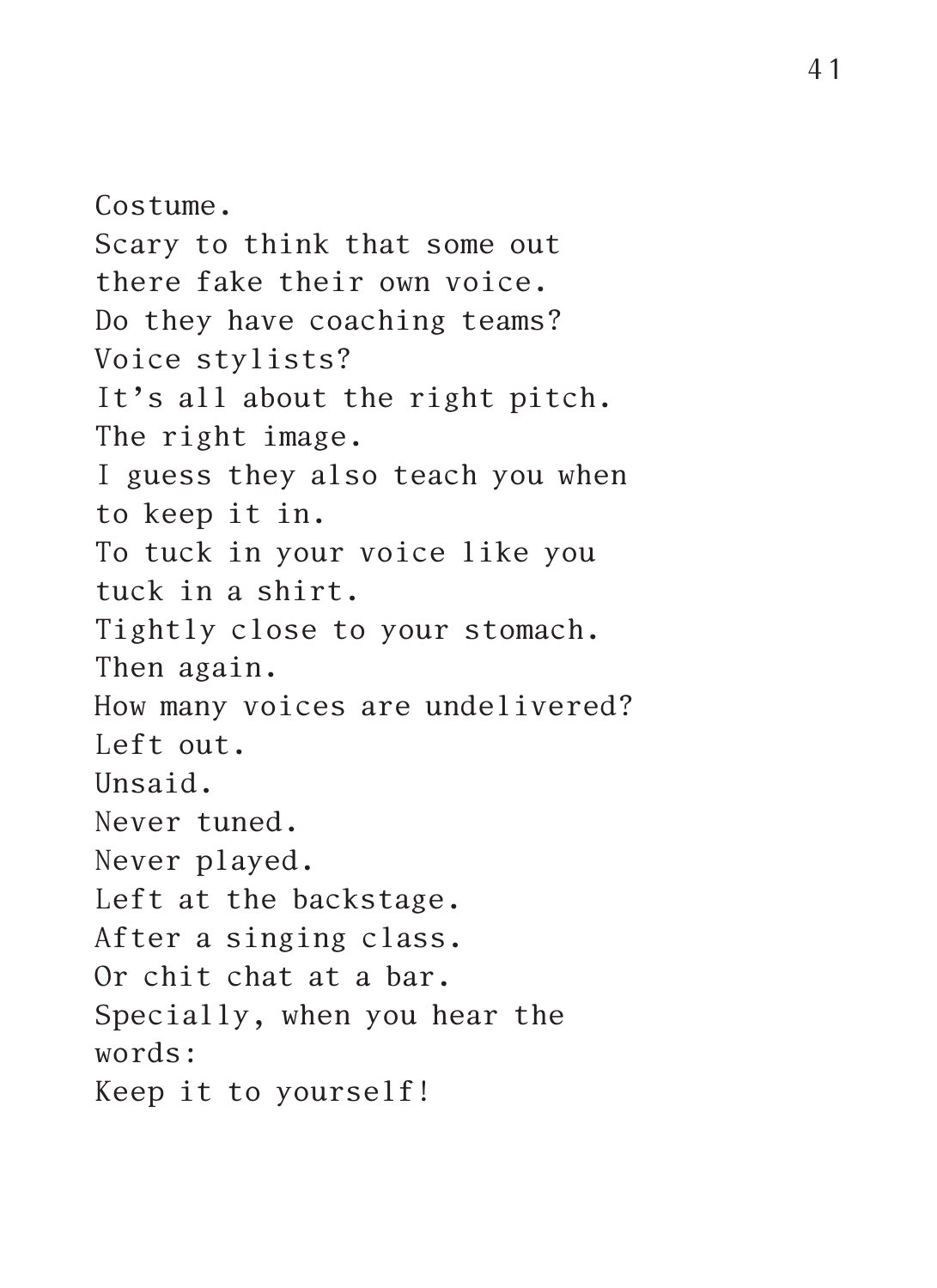Costume.  
Scary to think that some out  
there fake their own voice.  
Do they have coaching teams?  
Voice stylists?  
It's all about the right pitch.  
The right image.  
I guess they also teach you when  
to keep it in.  
To tuck in your voice like you  
tuck in a shirt.  
Tightly close to your stomach.  
Then again.  
How many voices are undelivered?  
Left out.  
Unsaid.  
Never tuned.  
Never played.  
Left at the backstage.  
After a singing class.  
Or chit chat at a bar.  
Specially, when you hear the  
words:  
Keep it to yourself!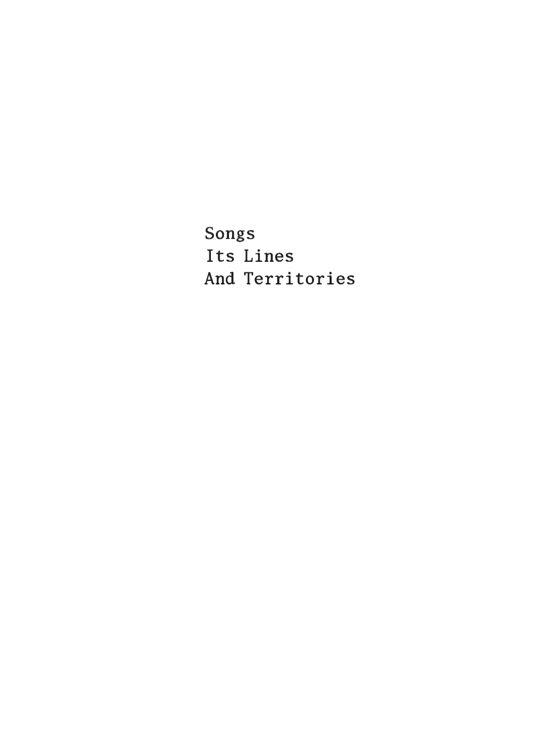Songs
Its Lines
And Territories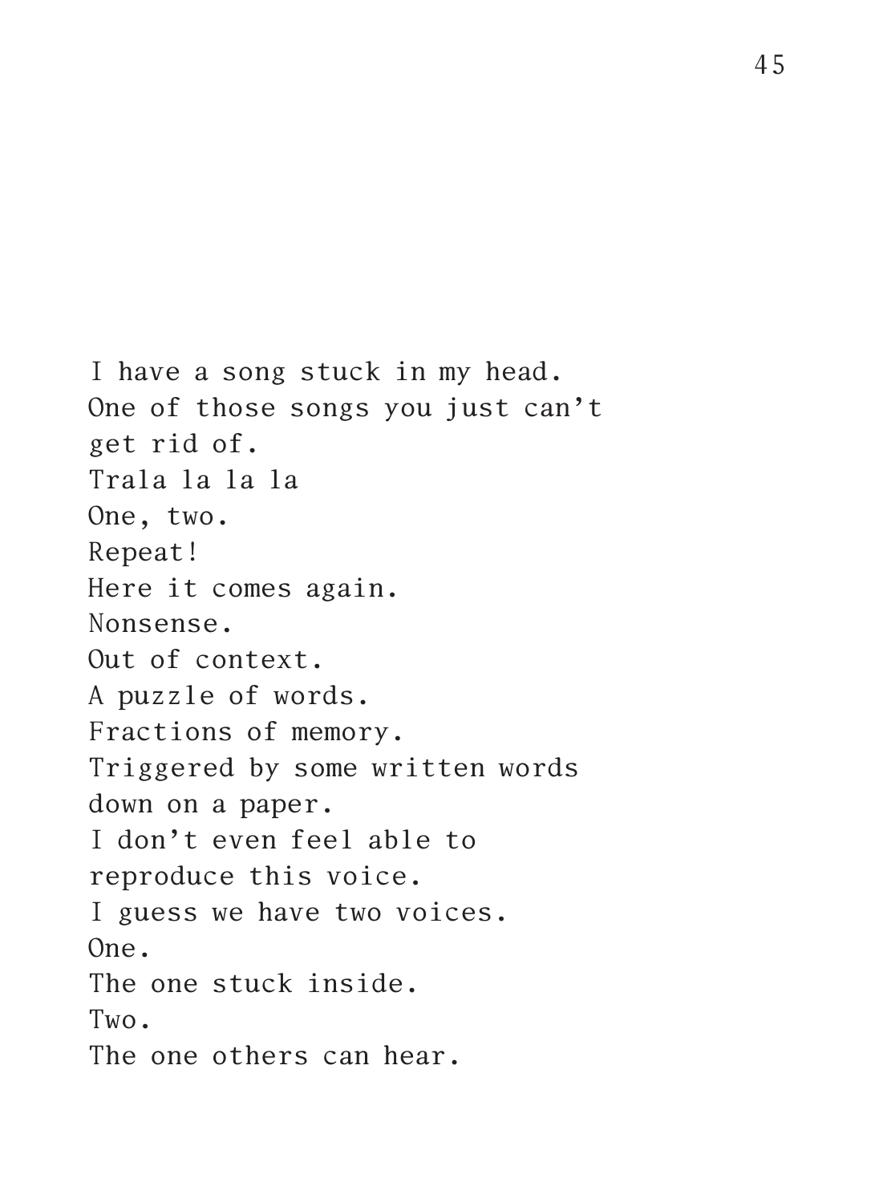I have a song stuck in my head.  
One of those songs you just can't  
get rid of.  
Trala la la la  
One, two.  
Repeat!  
Here it comes again.  
Nonsense.  
Out of context.  
A puzzle of words.  
Fractions of memory.  
Triggered by some written words  
down on a paper.  
I don't even feel able to  
reproduce this voice.  
I guess we have two voices.  
One.  
The one stuck inside.  
Two.  
The one others can hear.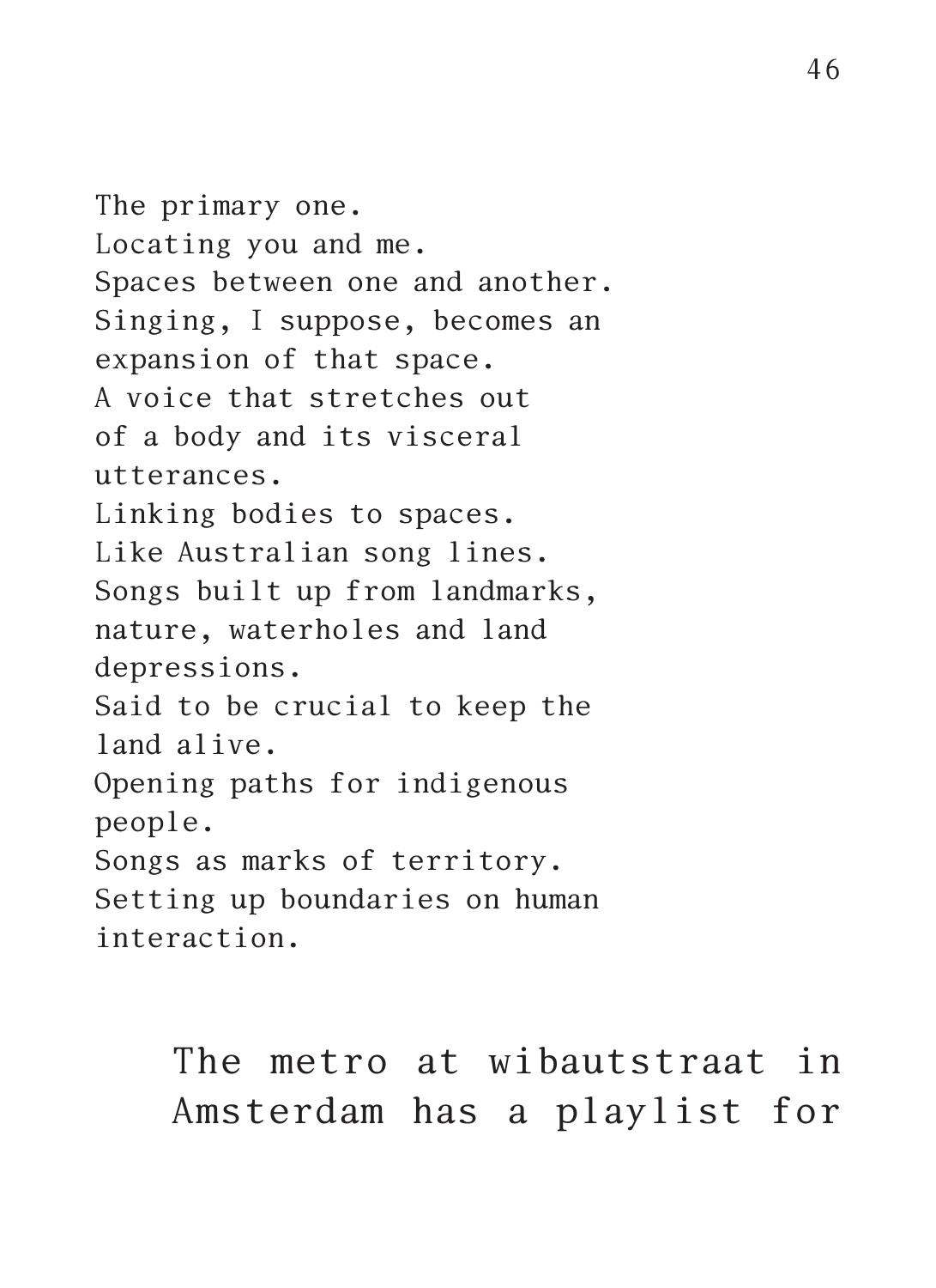The primary one.  
Locating you and me.  
Spaces between one and another.  
Singing, I suppose, becomes an expansion of that space.  
A voice that stretches out of a body and its visceral utterances.  
Linking bodies to spaces.  
Like Australian song lines.  
Songs built up from landmarks, nature, waterholes and land depressions.  
Said to be crucial to keep the land alive.  
Opening paths for indigenous people.  
Songs as marks of territory.  
Setting up boundaries on human interaction.

> The metro at wibautstraat in Amsterdam has a playlist for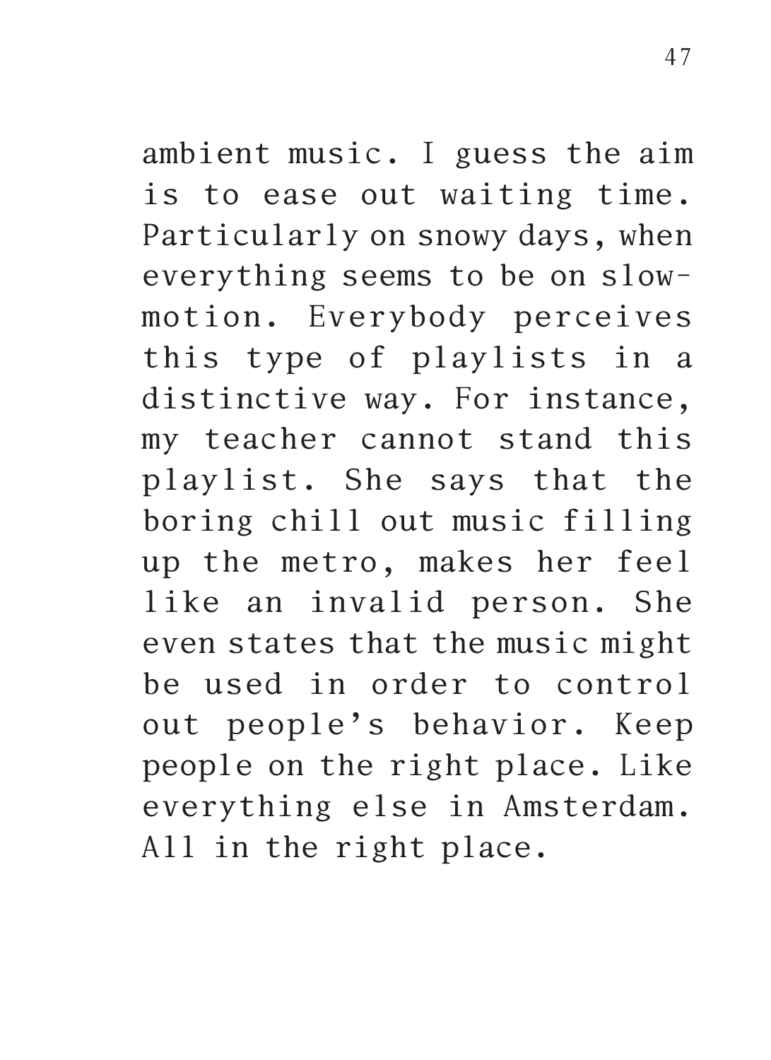ambient music. I guess the aim is to ease out waiting time. Particularly on snowy days, when everything seems to be on slow-motion. Everybody perceives this type of playlists in a distinctive way. For instance, my teacher cannot stand this playlist. She says that the boring chill out music filling up the metro, makes her feel like an invalid person. She even states that the music might be used in order to control out people's behavior. Keep people on the right place. Like everything else in Amsterdam. All in the right place.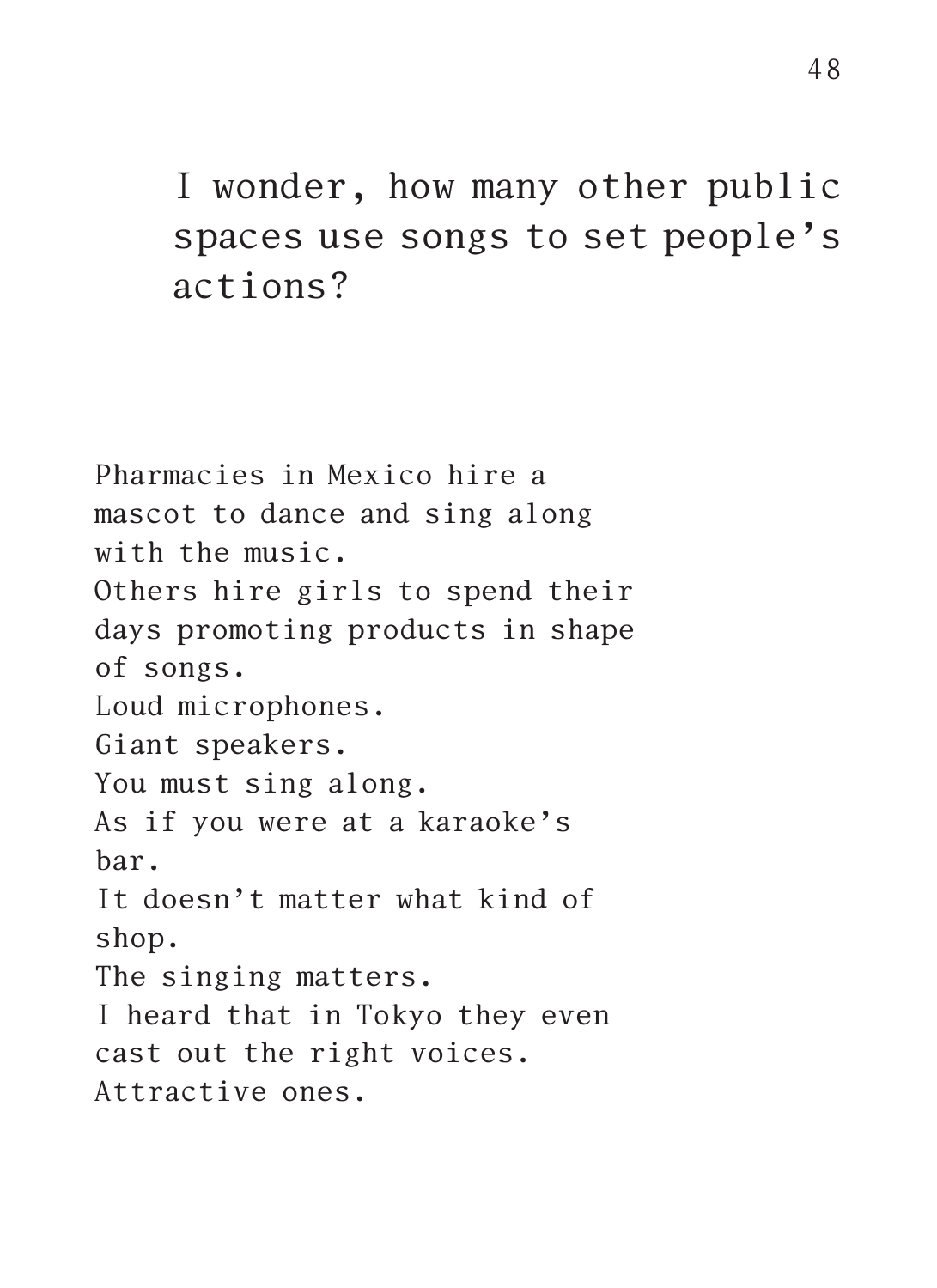I wonder, how many other public spaces use songs to set people's actions?

Pharmacies in Mexico hire a mascot to dance and sing along with the music.
Others hire girls to spend their days promoting products in shape of songs.
Loud microphones.
Giant speakers.
You must sing along.
As if you were at a karaoke's bar.
It doesn't matter what kind of shop.
The singing matters.
I heard that in Tokyo they even cast out the right voices.
Attractive ones.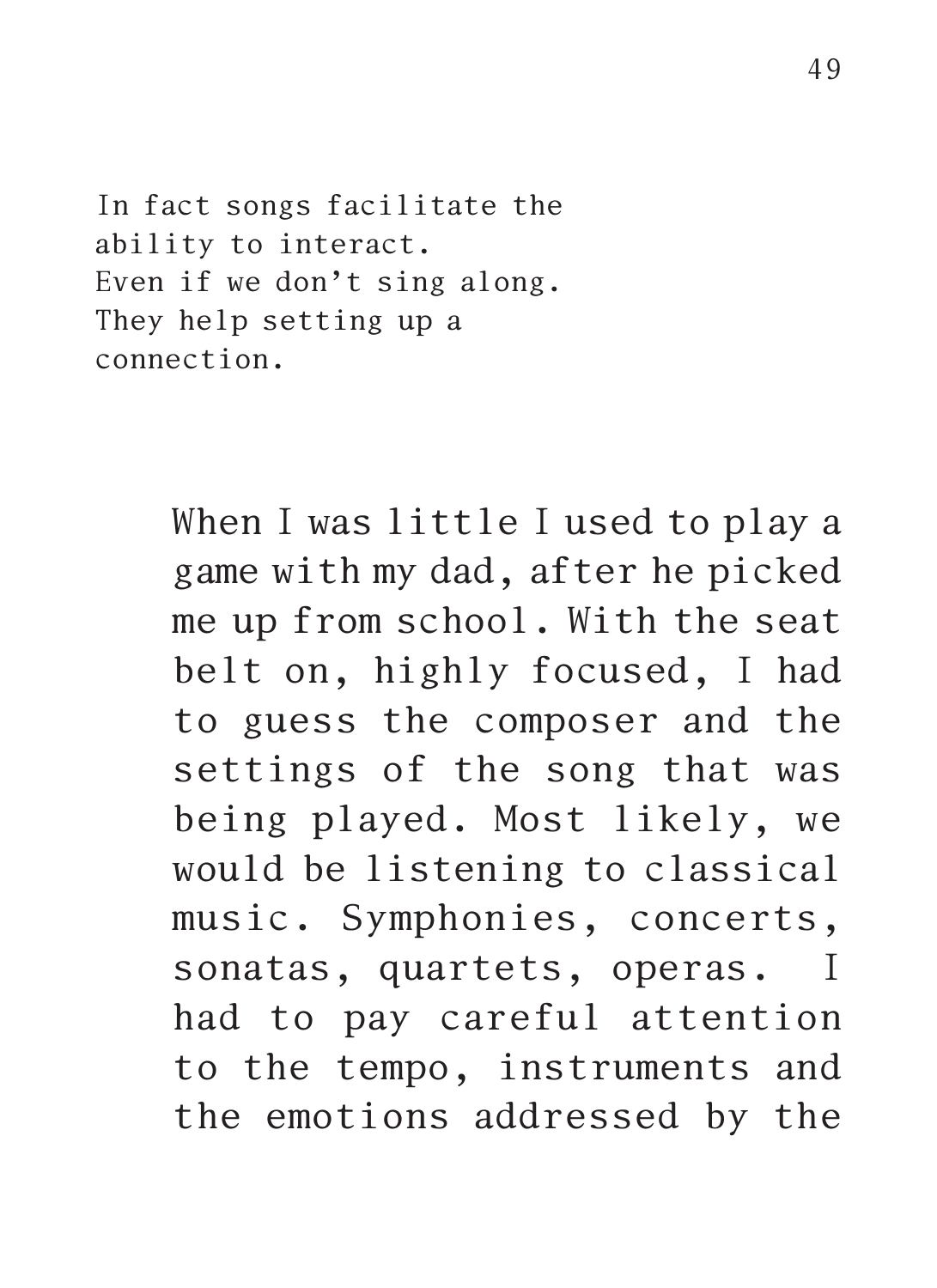In fact songs facilitate the ability to interact.
Even if we don’t sing along.
They help setting up a connection.

When I was little I used to play a game with my dad, after he picked me up from school. With the seat belt on, highly focused, I had to guess the composer and the settings of the song that was being played. Most likely, we would be listening to classical music. Symphonies, concerts, sonatas, quartets, operas. I had to pay careful attention to the tempo, instruments and the emotions addressed by the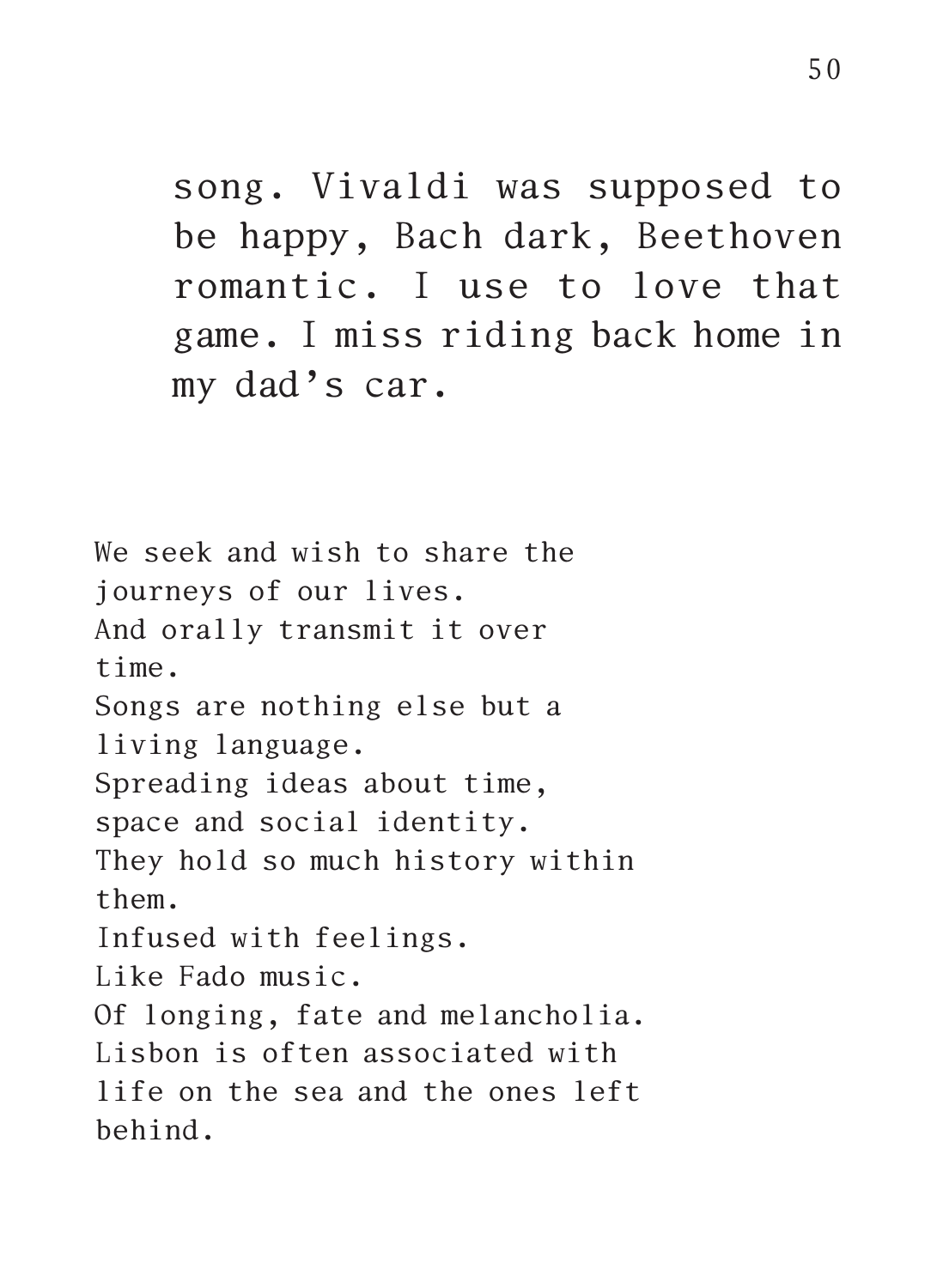song. Vivaldi was supposed to be happy, Bach dark, Beethoven romantic. I use to love that game. I miss riding back home in my dad's car.

We seek and wish to share the journeys of our lives.
And orally transmit it over time.
Songs are nothing else but a living language.
Spreading ideas about time, space and social identity.
They hold so much history within them.
Infused with feelings.
Like Fado music.
Of longing, fate and melancholia.
Lisbon is often associated with life on the sea and the ones left behind.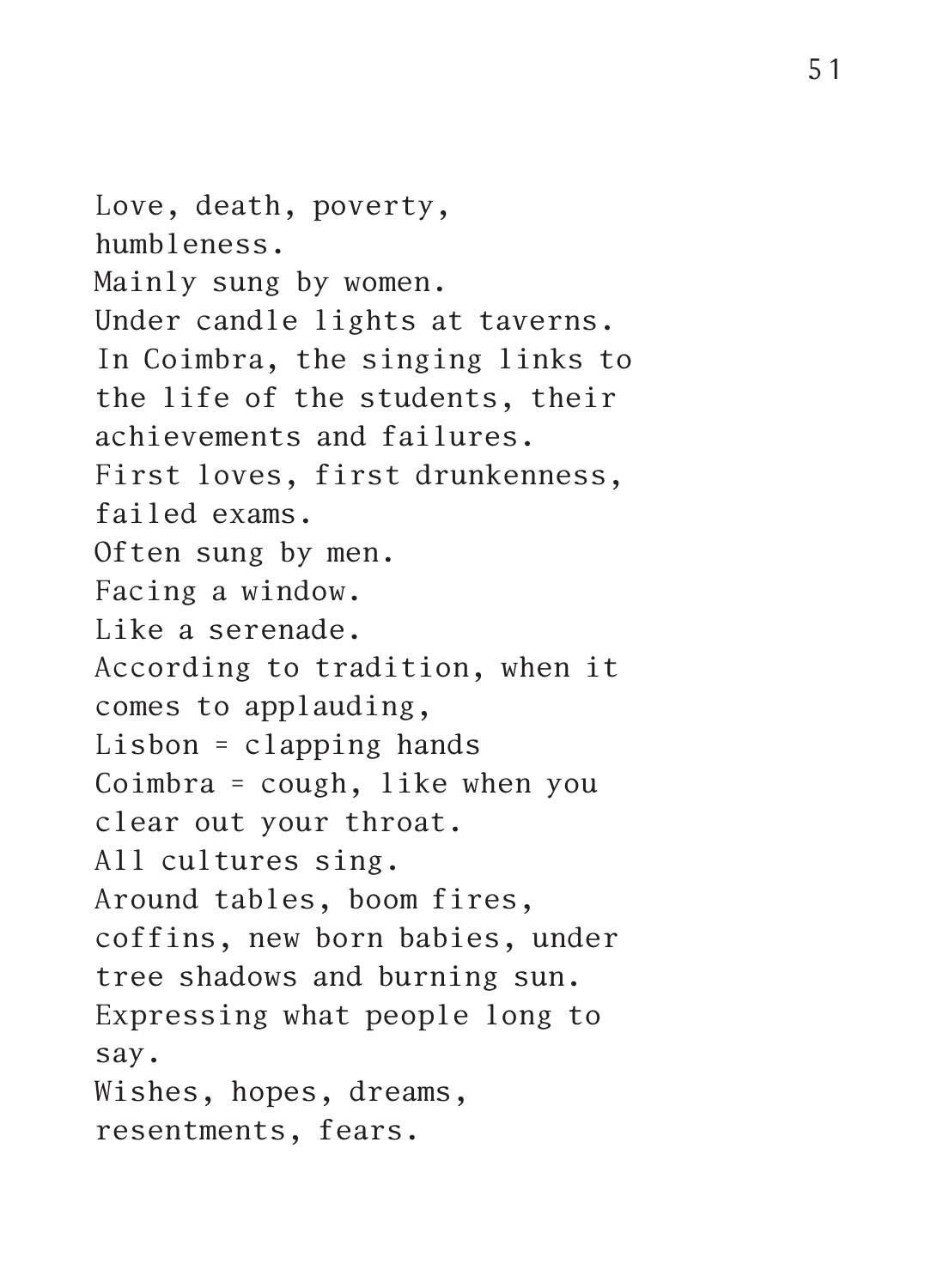Love, death, poverty,
humbleness.
Mainly sung by women.
Under candle lights at taverns.
In Coimbra, the singing links to
the life of the students, their
achievements and failures.
First loves, first drunkenness,
failed exams.
Often sung by men.
Facing a window.
Like a serenade.
According to tradition, when it
comes to applauding,
Lisbon = clapping hands
Coimbra = cough, like when you
clear out your throat.
All cultures sing.
Around tables, boom fires,
coffins, new born babies, under
tree shadows and burning sun.
Expressing what people long to
say.
Wishes, hopes, dreams,
resentments, fears.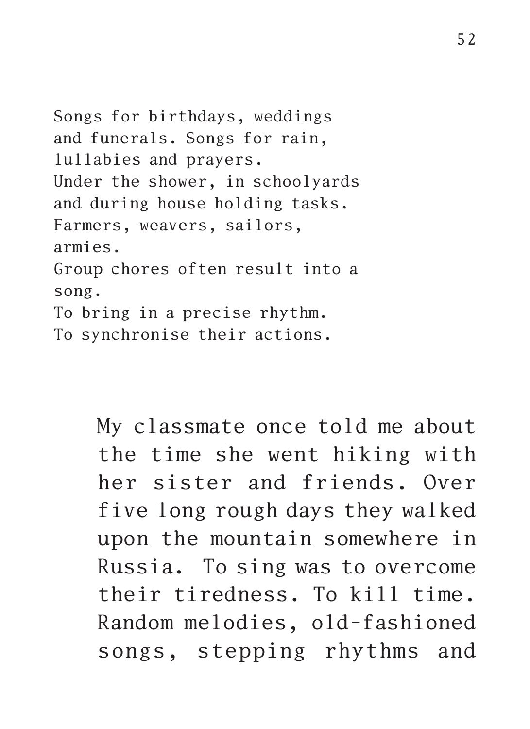Songs for birthdays, weddings
and funerals. Songs for rain,
lullabies and prayers.
Under the shower, in schoolyards
and during house holding tasks.
Farmers, weavers, sailors,
armies.
Group chores often result into a
song.
To bring in a precise rhythm.
To synchronise their actions.

My classmate once told me about the time she went hiking with her sister and friends. Over five long rough days they walked upon the mountain somewhere in Russia. To sing was to overcome their tiredness. To kill time. Random melodies, old-fashioned songs, stepping rhythms and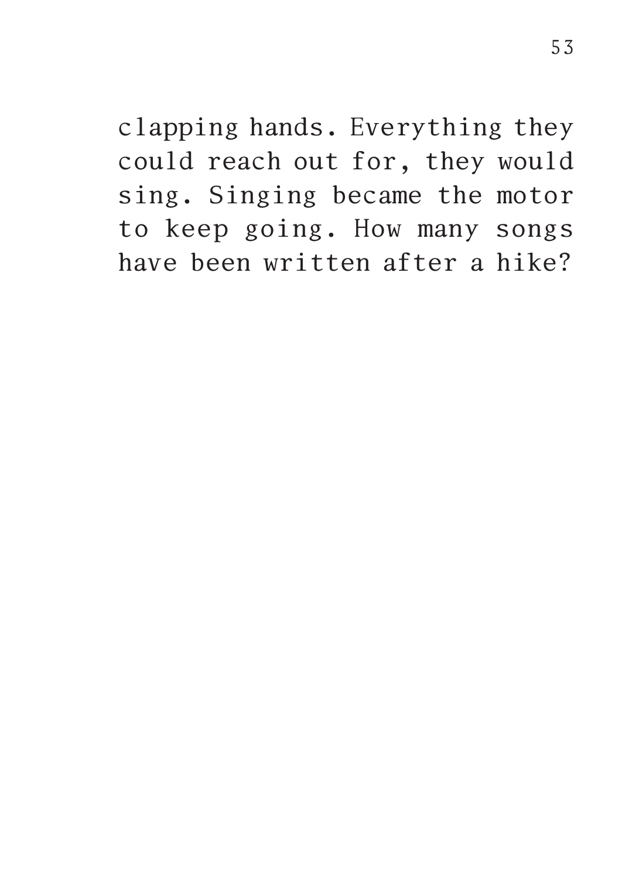clapping hands. Everything they could reach out for, they would sing. Singing became the motor to keep going. How many songs have been written after a hike?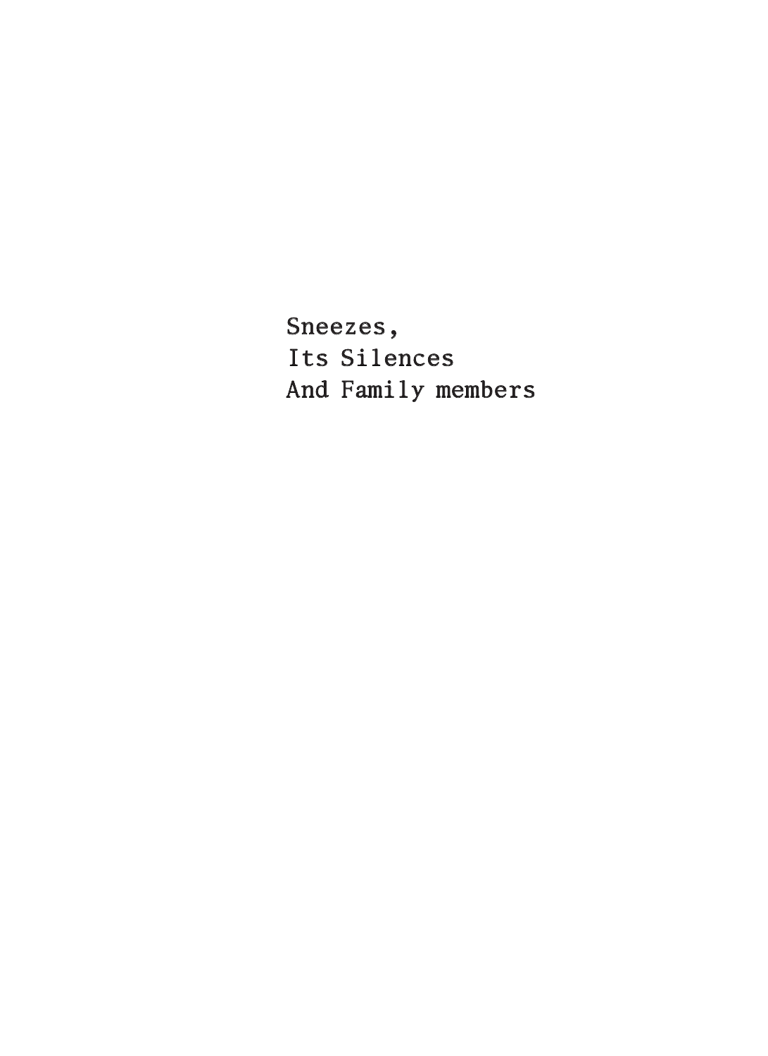Sneezes,
Its Silences
And Family members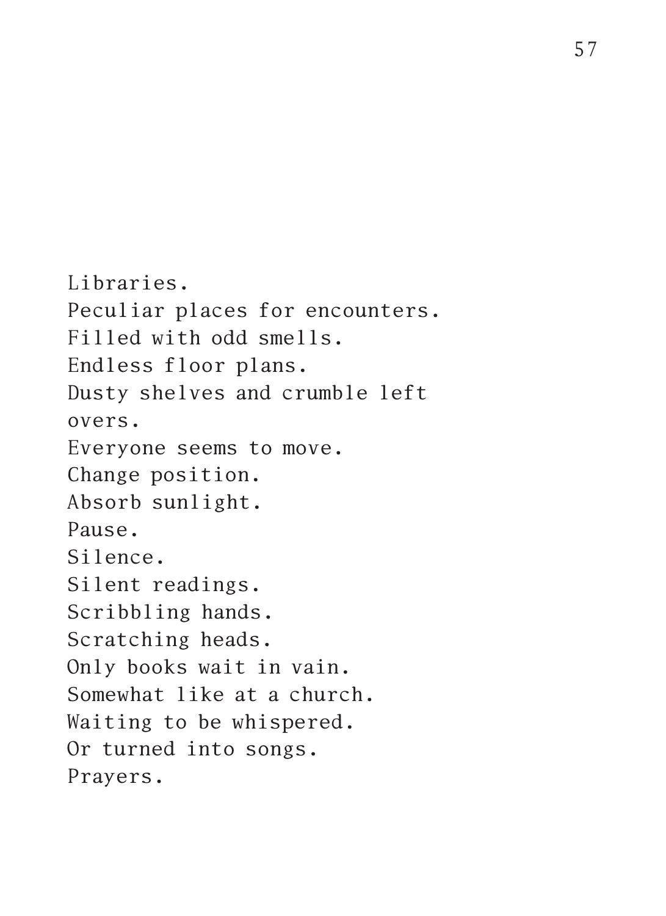Libraries.  
Peculiar places for encounters.  
Filled with odd smells.  
Endless floor plans.  
Dusty shelves and crumble left  
overs.  
Everyone seems to move.  
Change position.  
Absorb sunlight.  
Pause.  
Silence.  
Silent readings.  
Scribbling hands.  
Scratching heads.  
Only books wait in vain.  
Somewhat like at a church.  
Waiting to be whispered.  
Or turned into songs.  
Prayers.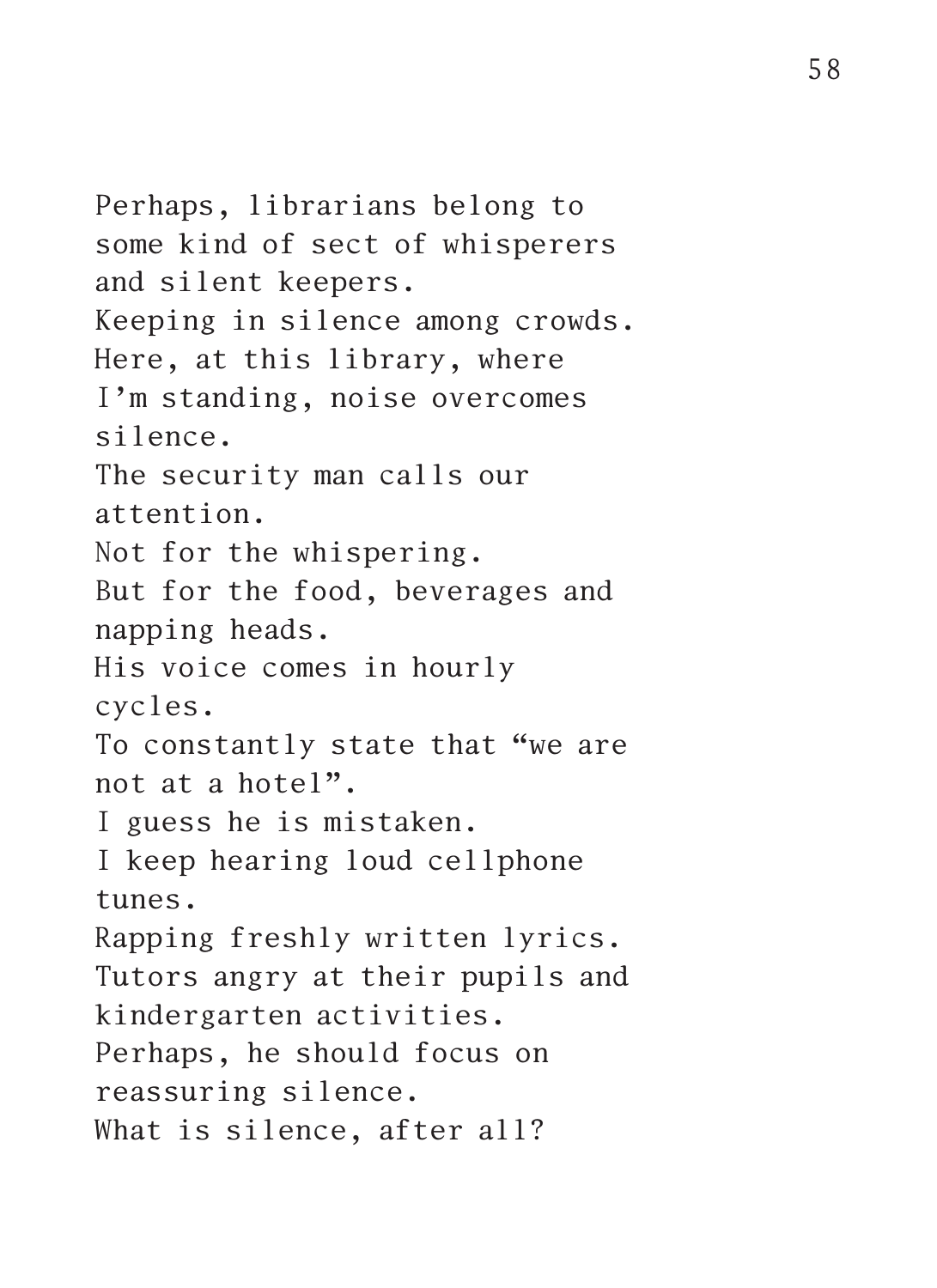Perhaps, librarians belong to some kind of sect of whisperers and silent keepers.
Keeping in silence among crowds.
Here, at this library, where I'm standing, noise overcomes silence.
The security man calls our attention.
Not for the whispering.
But for the food, beverages and napping heads.
His voice comes in hourly cycles.
To constantly state that "we are not at a hotel".
I guess he is mistaken.
I keep hearing loud cellphone tunes.
Rapping freshly written lyrics.
Tutors angry at their pupils and kindergarten activities.
Perhaps, he should focus on reassuring silence.
What is silence, after all?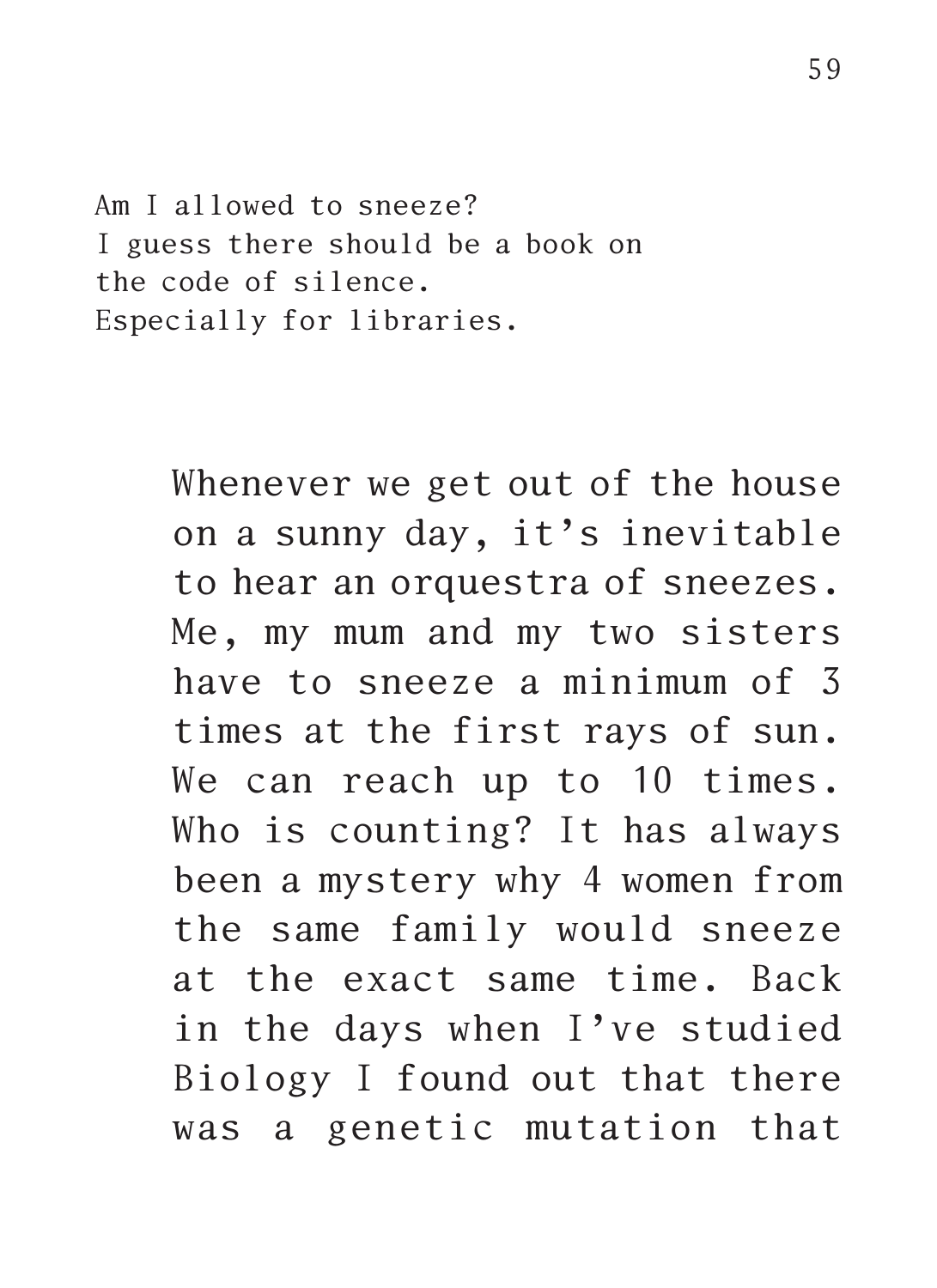Am I allowed to sneeze?
I guess there should be a book on
the code of silence.
Especially for libraries.

Whenever we get out of the house on a sunny day, it's inevitable to hear an orquestra of sneezes. Me, my mum and my two sisters have to sneeze a minimum of 3 times at the first rays of sun. We can reach up to 10 times. Who is counting? It has always been a mystery why 4 women from the same family would sneeze at the exact same time. Back in the days when I've studied Biology I found out that there was a genetic mutation that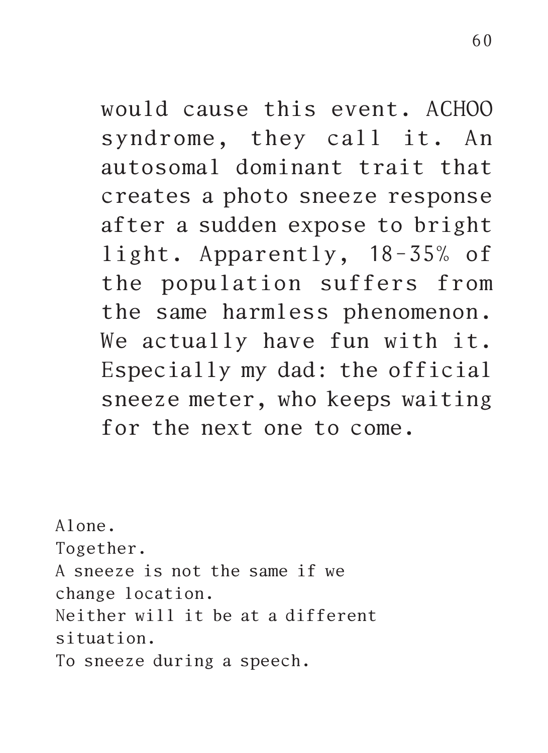would cause this event. ACHOO syndrome, they call it. An autosomal dominant trait that creates a photo sneeze response after a sudden expose to bright light. Apparently, 18-35% of the population suffers from the same harmless phenomenon. We actually have fun with it. Especially my dad: the official sneeze meter, who keeps waiting for the next one to come.

Alone.
Together.
A sneeze is not the same if we change location.
Neither will it be at a different situation.
To sneeze during a speech.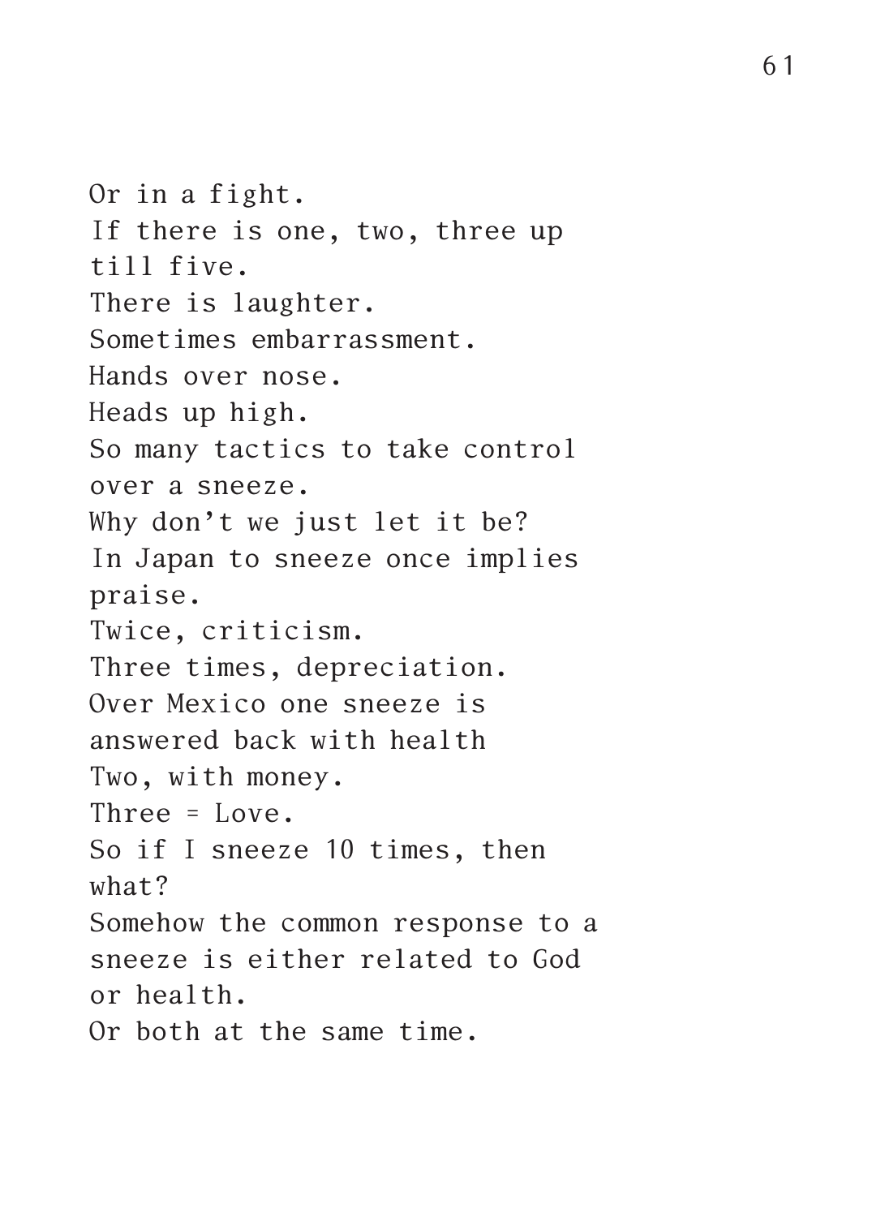Or in a fight.  
If there is one, two, three up till five.  
There is laughter.  
Sometimes embarrassment.  
Hands over nose.  
Heads up high.  
So many tactics to take control over a sneeze.  
Why don't we just let it be?  
In Japan to sneeze once implies praise.  
Twice, criticism.  
Three times, depreciation.  
Over Mexico one sneeze is answered back with health  
Two, with money.  
Three = Love.  
So if I sneeze 10 times, then what?  
Somehow the common response to a sneeze is either related to God or health.  
Or both at the same time.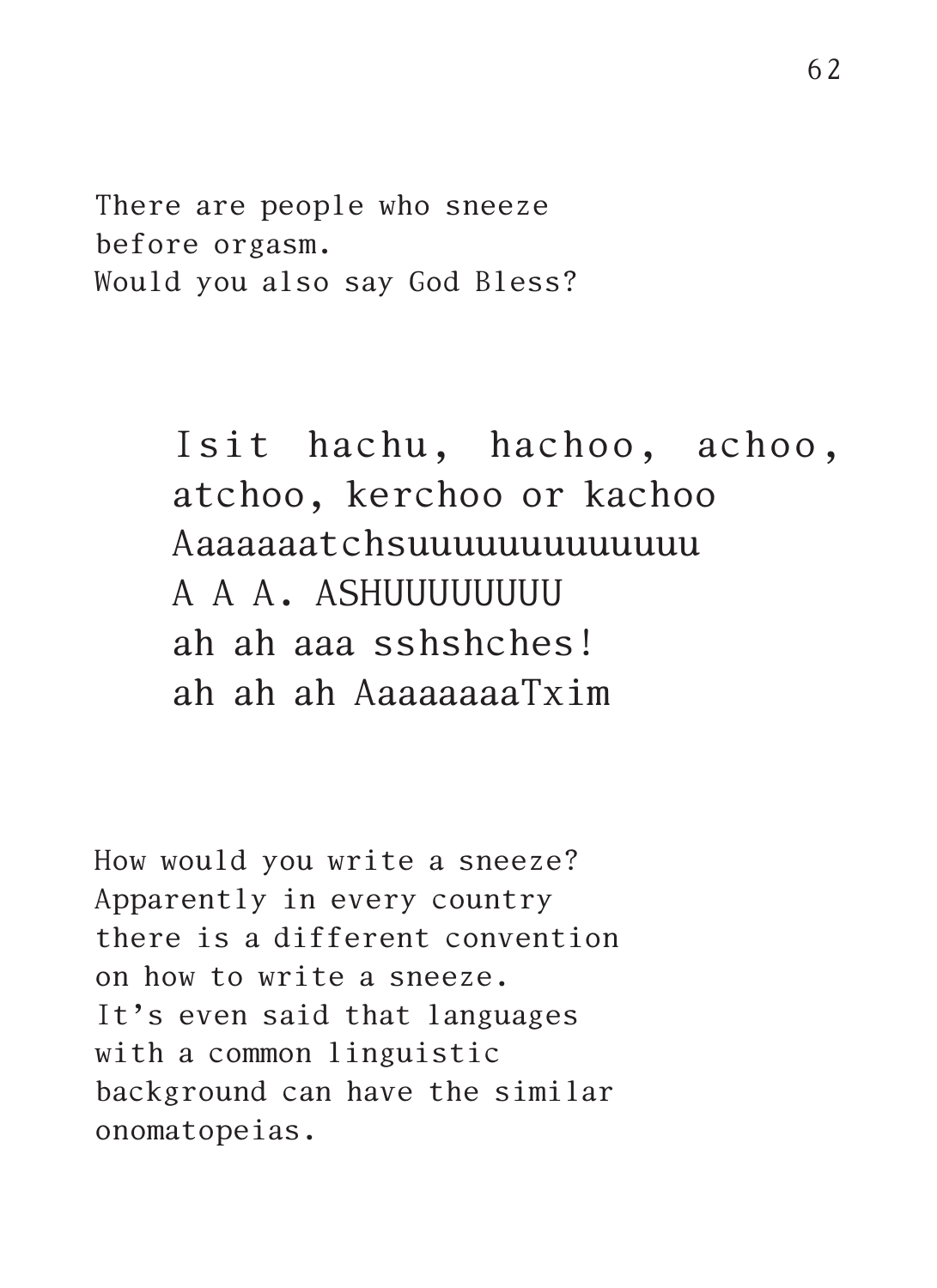There are people who sneeze
before orgasm.
Would you also say God Bless?

Isit hachu, hachoo, achoo,
atchoo, kerchoo or kachoo
Aaaaaaatchsuuuuuuuuuuuu
A A A. ASHUUUUUUU
ah ah aaa sshshches!
ah ah ah AaaaaaaaTxim

How would you write a sneeze?
Apparently in every country
there is a different convention
on how to write a sneeze.
It's even said that languages
with a common linguistic
background can have the similar
onomatopeias.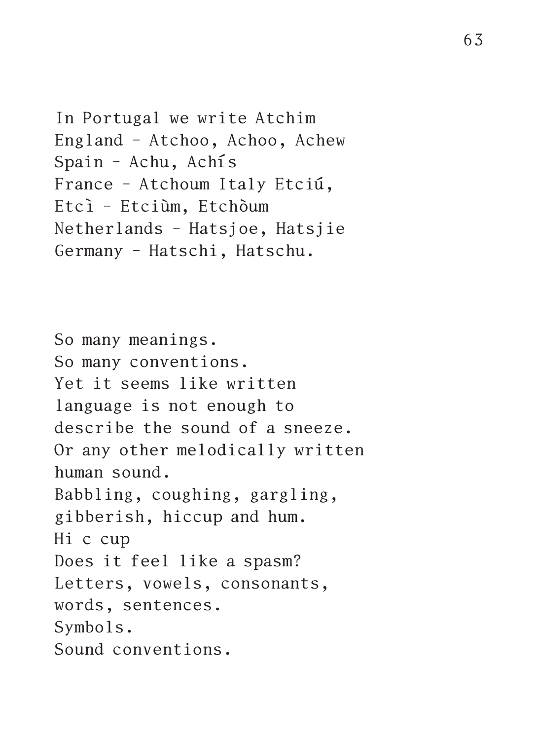In Portugal we write Atchim  
England – Atchoo, Achoo, Achew  
Spain – Achu, Achís  
France – Atchoum Italy Etciú,  
Etcì – Etciùm, Etchòum  
Netherlands – Hatsjoe, Hatsjie  
Germany – Hatschi, Hatschu.

So many meanings.  
So many conventions.  
Yet it seems like written  
language is not enough to  
describe the sound of a sneeze.  
Or any other melodically written  
human sound.  
Babbling, coughing, gargling,  
gibberish, hiccup and hum.  
Hi c cup  
Does it feel like a spasm?  
Letters, vowels, consonants,  
words, sentences.  
Symbols.  
Sound conventions.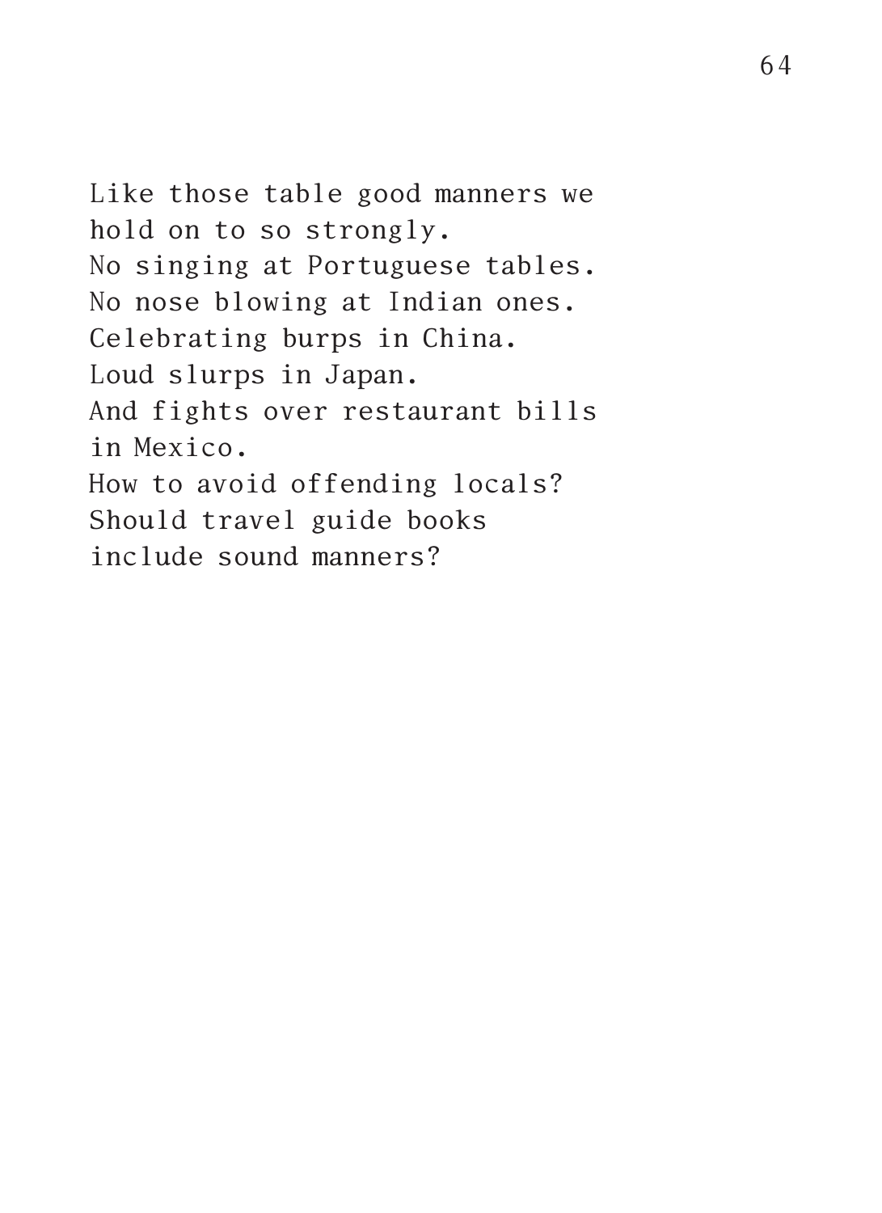Like those table good manners we
hold on to so strongly.
No singing at Portuguese tables.
No nose blowing at Indian ones.
Celebrating burps in China.
Loud slurps in Japan.
And fights over restaurant bills
in Mexico.
How to avoid offending locals?
Should travel guide books
include sound manners?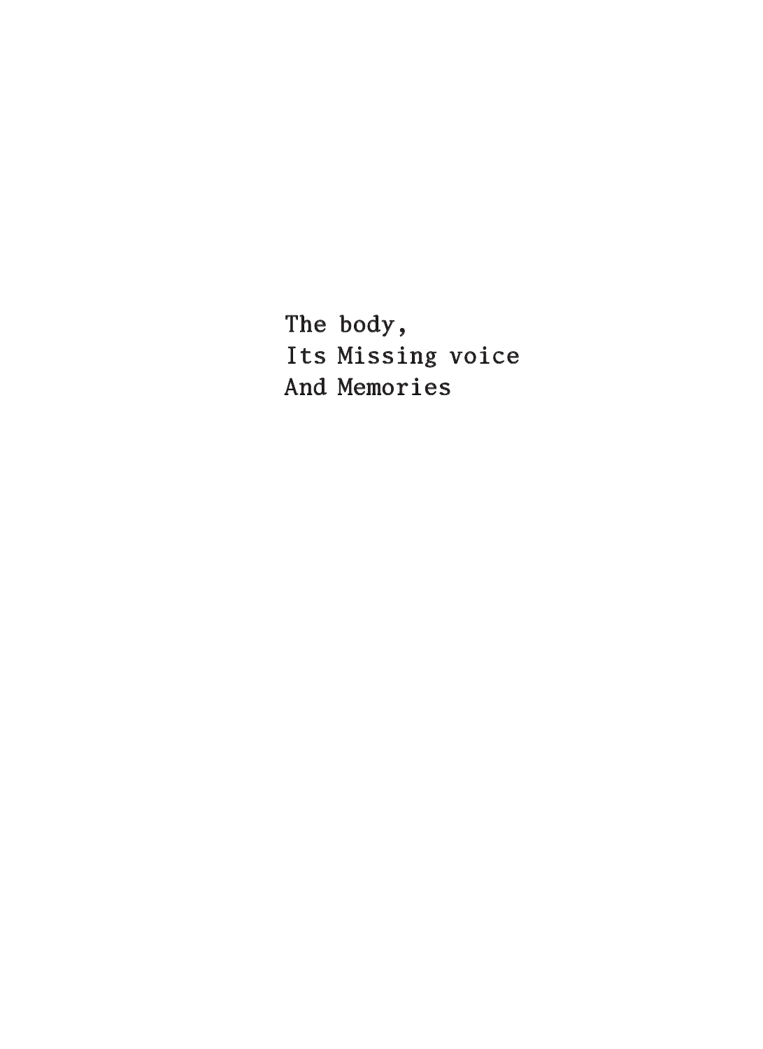The body,
Its Missing voice
And Memories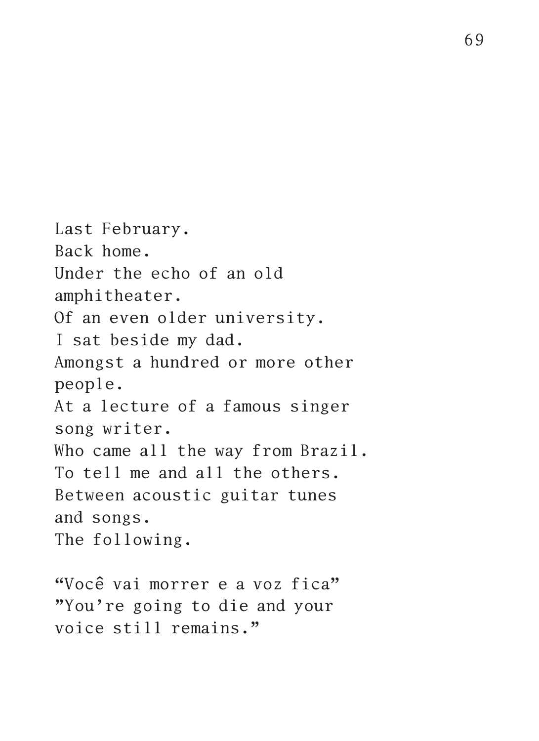Last February.
Back home.
Under the echo of an old amphitheater.
Of an even older university.
I sat beside my dad.
Amongst a hundred or more other people.
At a lecture of a famous singer song writer.
Who came all the way from Brazil.
To tell me and all the others.
Between acoustic guitar tunes and songs.
The following.

“Você vai morrer e a voz fica”
”You’re going to die and your voice still remains.”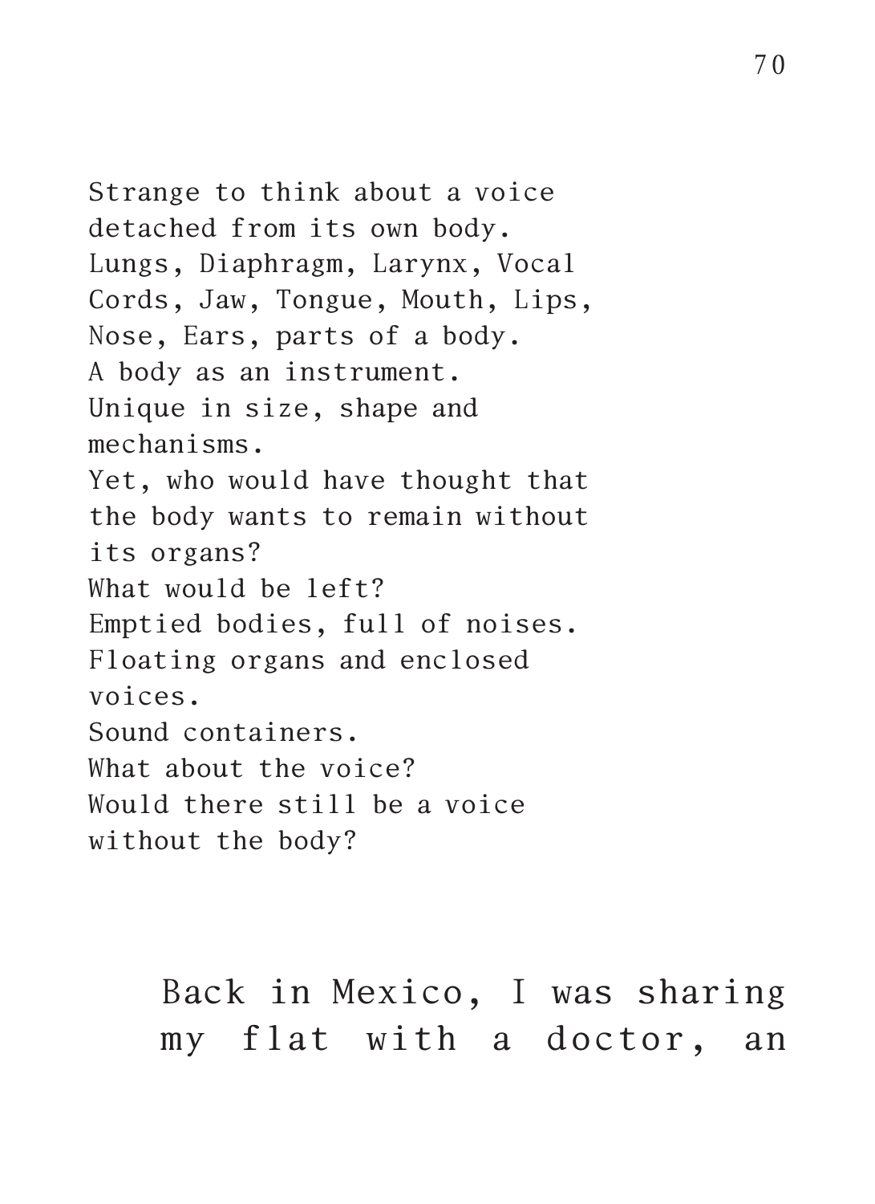Strange to think about a voice
detached from its own body.
Lungs, Diaphragm, Larynx, Vocal
Cords, Jaw, Tongue, Mouth, Lips,
Nose, Ears, parts of a body.
A body as an instrument.
Unique in size, shape and
mechanisms.
Yet, who would have thought that
the body wants to remain without
its organs?
What would be left?
Emptied bodies, full of noises.
Floating organs and enclosed
voices.
Sound containers.
What about the voice?
Would there still be a voice
without the body?

Back in Mexico, I was sharing
my flat with a doctor, an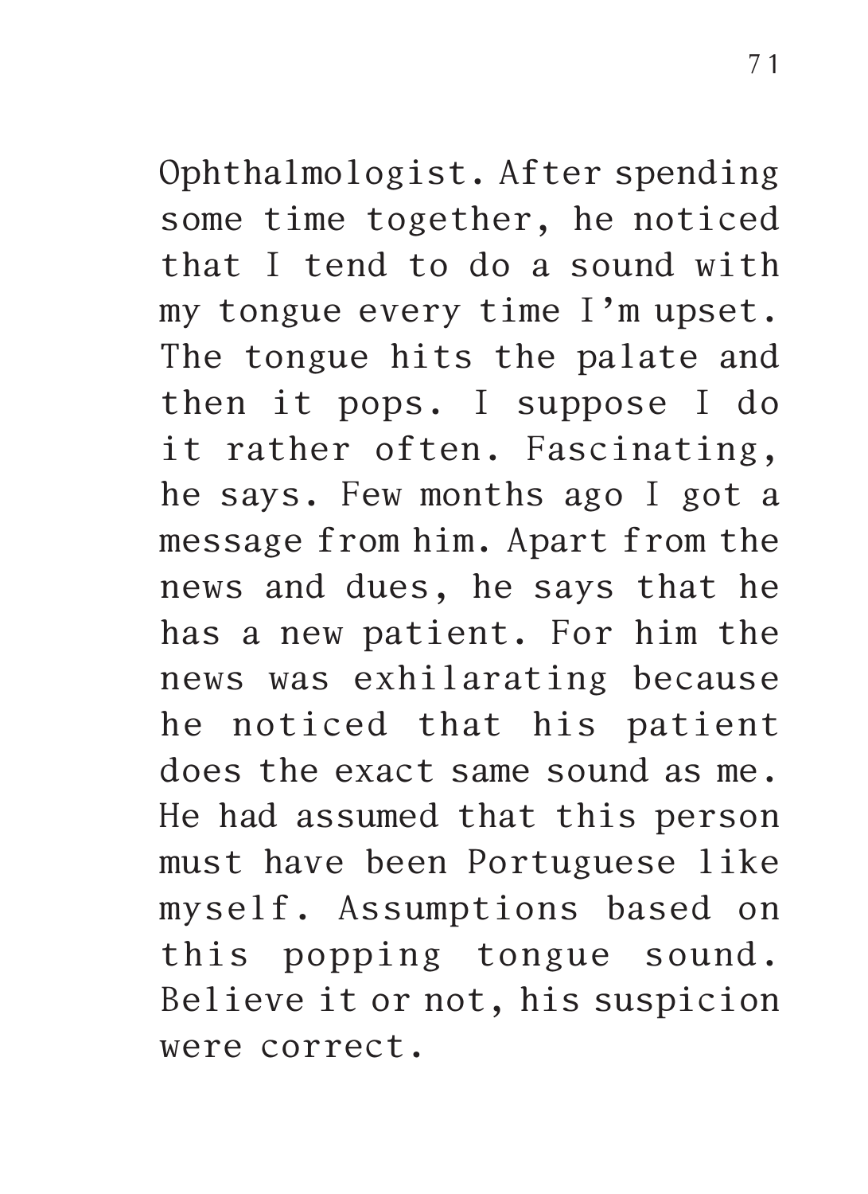Ophthalmologist. After spending some time together, he noticed that I tend to do a sound with my tongue every time I'm upset. The tongue hits the palate and then it pops. I suppose I do it rather often. Fascinating, he says. Few months ago I got a message from him. Apart from the news and dues, he says that he has a new patient. For him the news was exhilarating because he noticed that his patient does the exact same sound as me. He had assumed that this person must have been Portuguese like myself. Assumptions based on this popping tongue sound. Believe it or not, his suspicion were correct.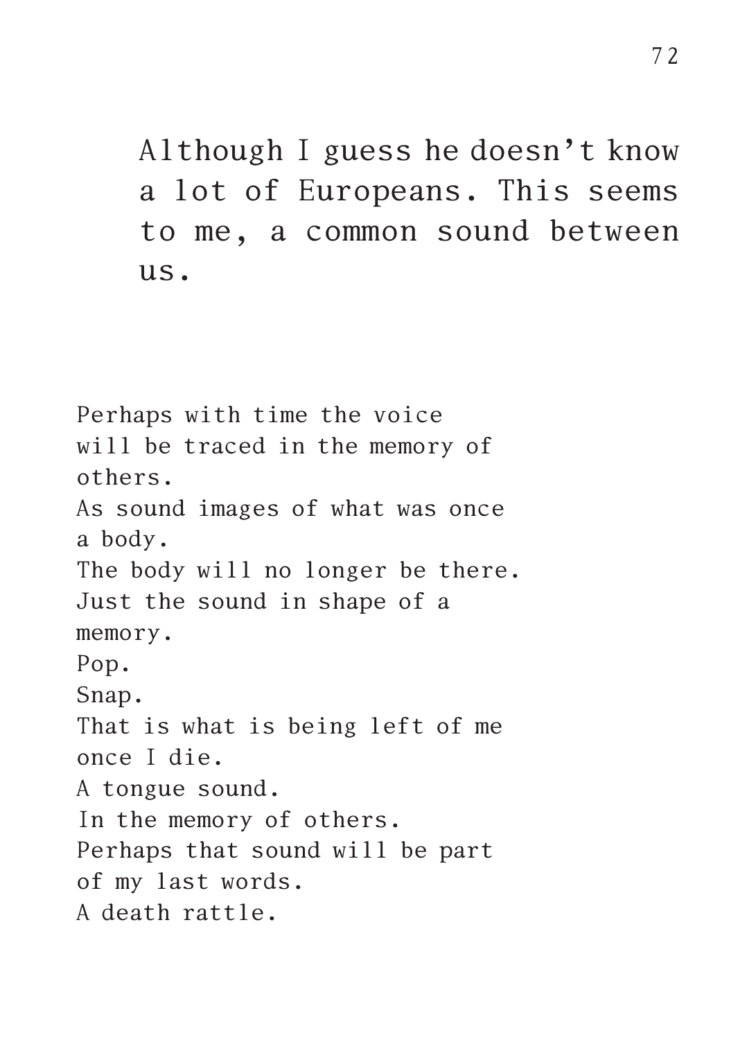Although I guess he doesn't know a lot of Europeans. This seems to me, a common sound between us.

Perhaps with time the voice  
will be traced in the memory of  
others.  
As sound images of what was once  
a body.  
The body will no longer be there.  
Just the sound in shape of a  
memory.  
Pop.  
Snap.  
That is what is being left of me  
once I die.  
A tongue sound.  
In the memory of others.  
Perhaps that sound will be part  
of my last words.  
A death rattle.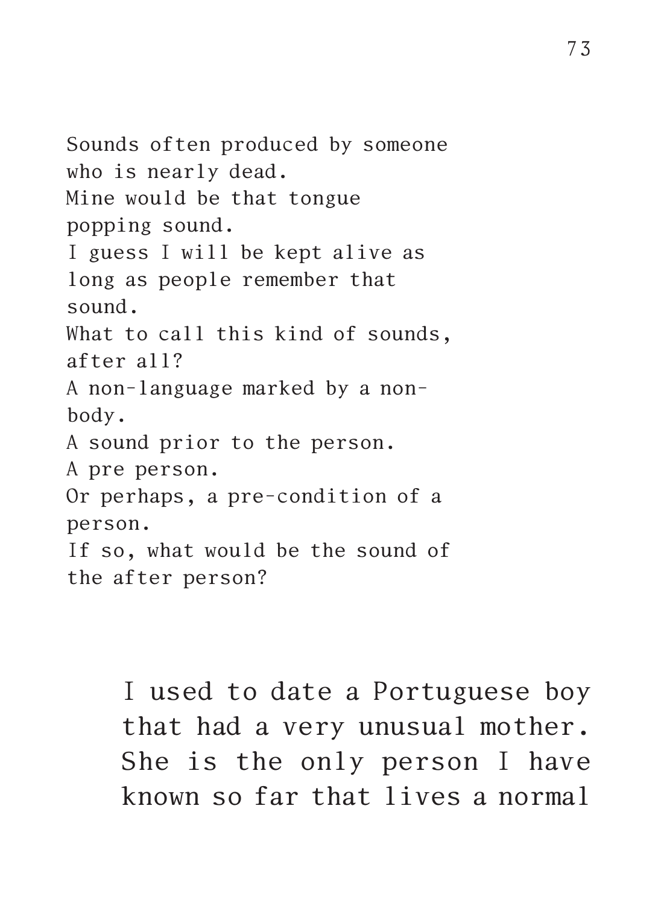Sounds often produced by someone who is nearly dead.
Mine would be that tongue popping sound.
I guess I will be kept alive as long as people remember that sound.
What to call this kind of sounds, after all?
A non-language marked by a non-body.
A sound prior to the person.
A pre person.
Or perhaps, a pre-condition of a person.
If so, what would be the sound of the after person?

I used to date a Portuguese boy that had a very unusual mother. She is the only person I have known so far that lives a normal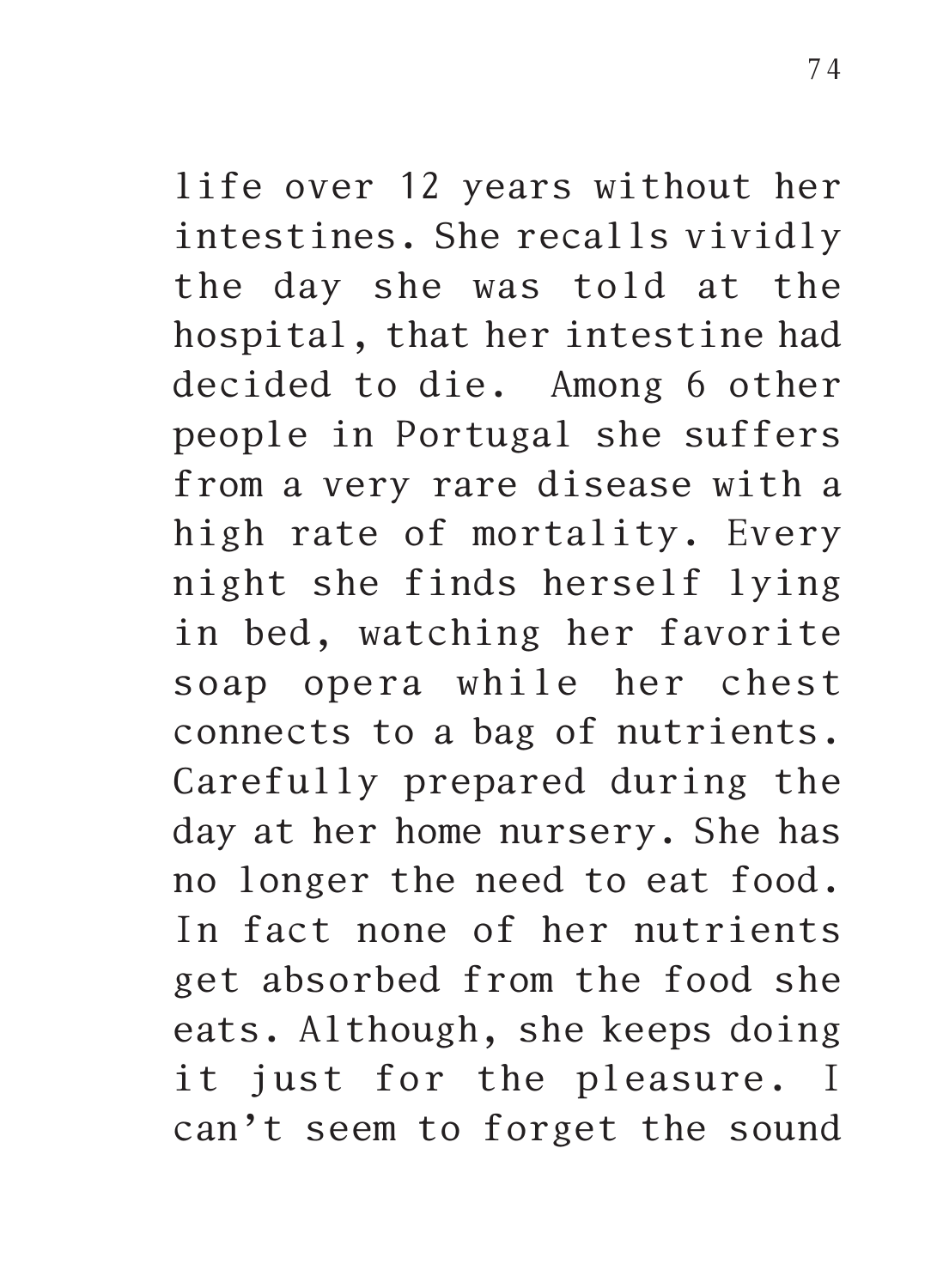life over 12 years without her intestines. She recalls vividly the day she was told at the hospital, that her intestine had decided to die. Among 6 other people in Portugal she suffers from a very rare disease with a high rate of mortality. Every night she finds herself lying in bed, watching her favorite soap opera while her chest connects to a bag of nutrients. Carefully prepared during the day at her home nursery. She has no longer the need to eat food. In fact none of her nutrients get absorbed from the food she eats. Although, she keeps doing it just for the pleasure. I can't seem to forget the sound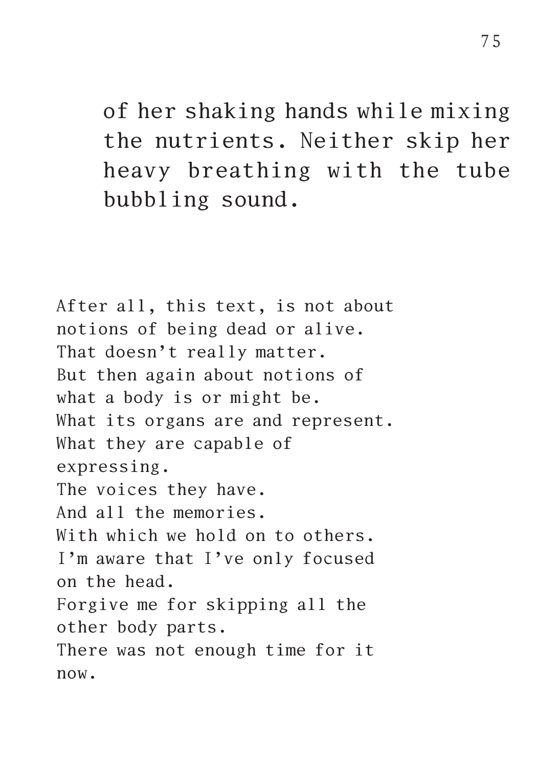of her shaking hands while mixing the nutrients. Neither skip her heavy breathing with the tube bubbling sound.

After all, this text, is not about
notions of being dead or alive.
That doesn't really matter.
But then again about notions of
what a body is or might be.
What its organs are and represent.
What they are capable of
expressing.
The voices they have.
And all the memories.
With which we hold on to others.
I'm aware that I've only focused
on the head.
Forgive me for skipping all the
other body parts.
There was not enough time for it
now.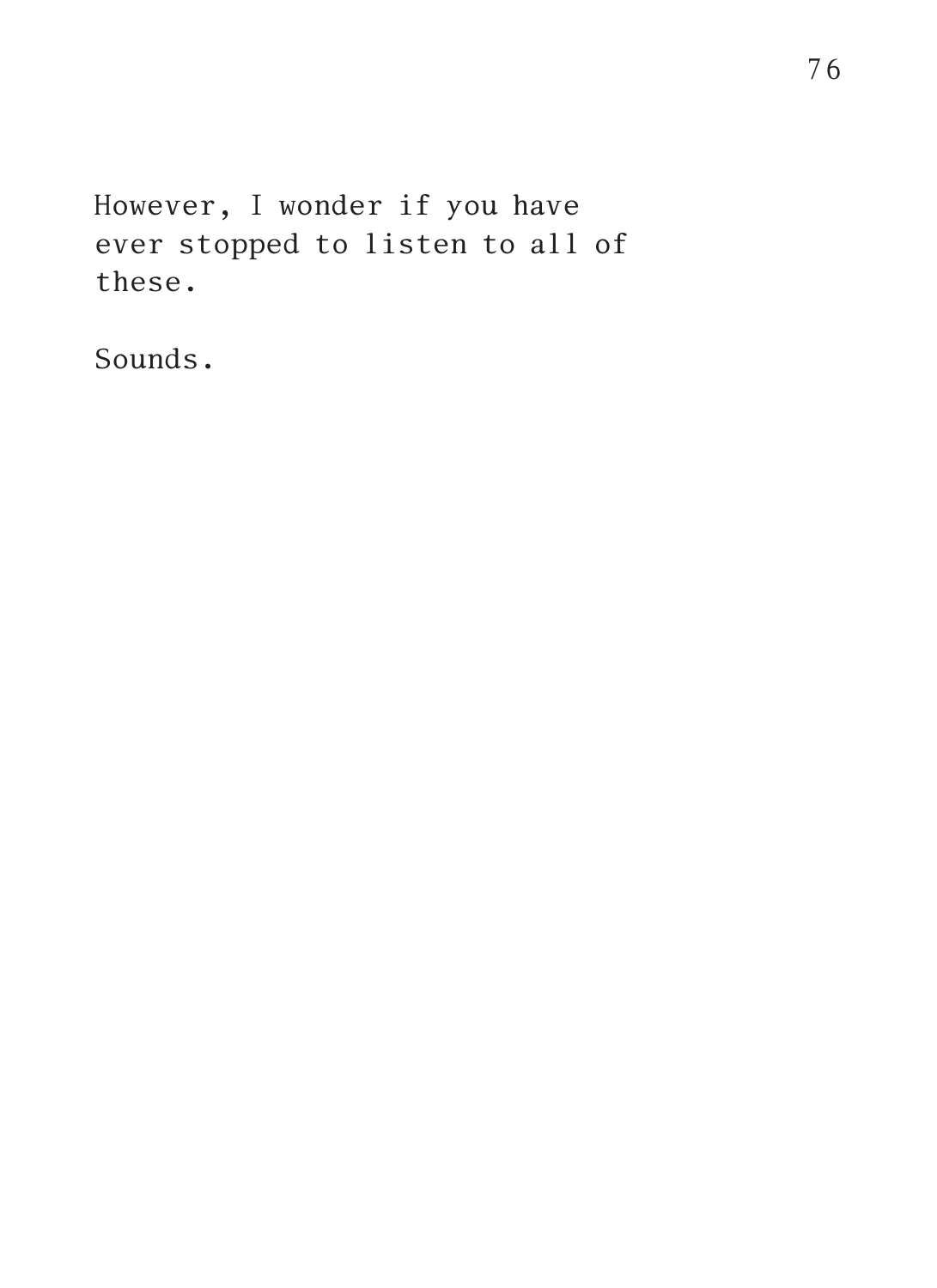However, I wonder if you have ever stopped to listen to all of these.

Sounds.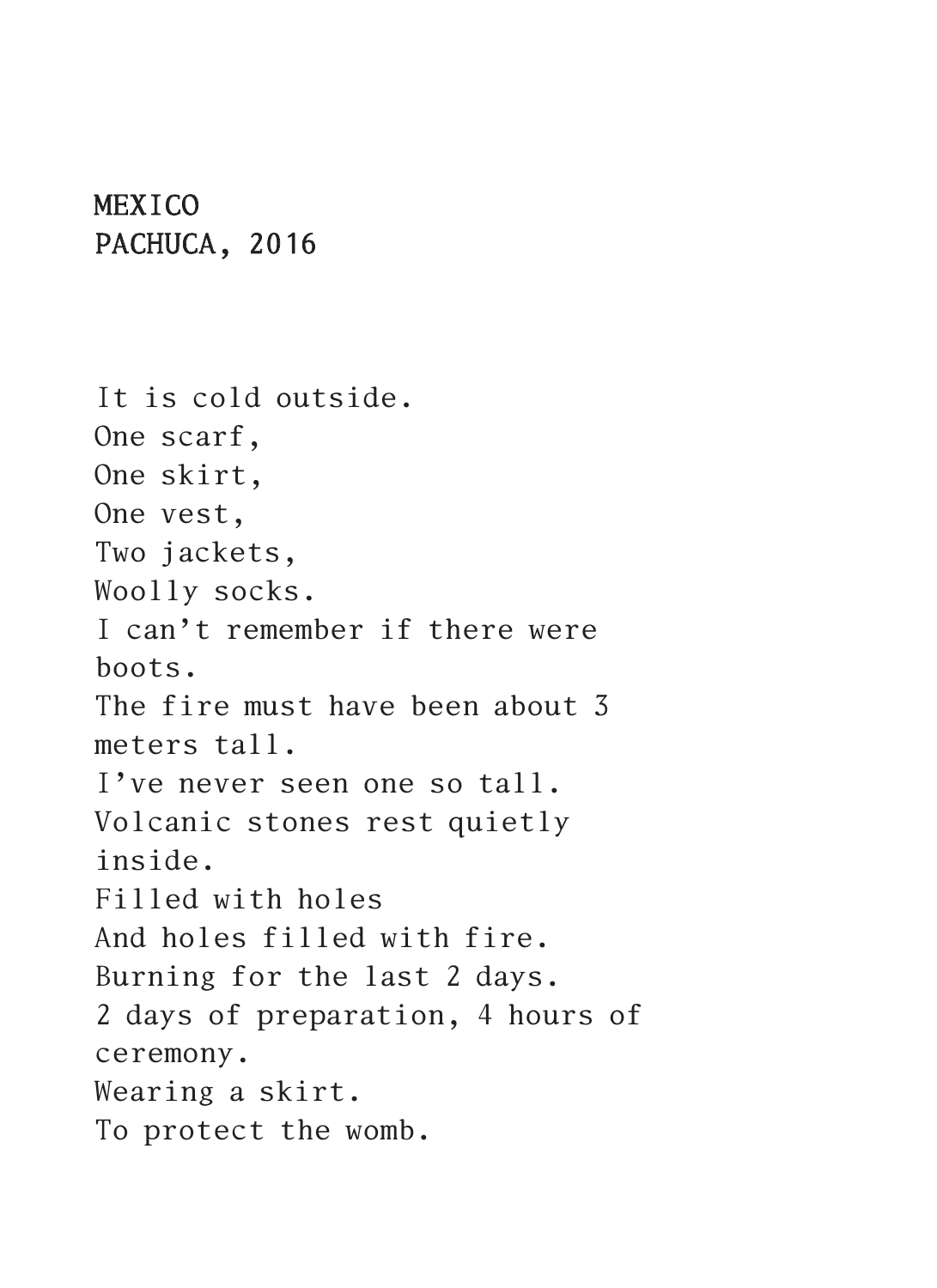MEXICO
PACHUCA, 2016

It is cold outside.
One scarf,
One skirt,
One vest,
Two jackets,
Woolly socks.
I can't remember if there were boots.
The fire must have been about 3 meters tall.
I've never seen one so tall.
Volcanic stones rest quietly inside.
Filled with holes
And holes filled with fire.
Burning for the last 2 days.
2 days of preparation, 4 hours of ceremony.
Wearing a skirt.
To protect the womb.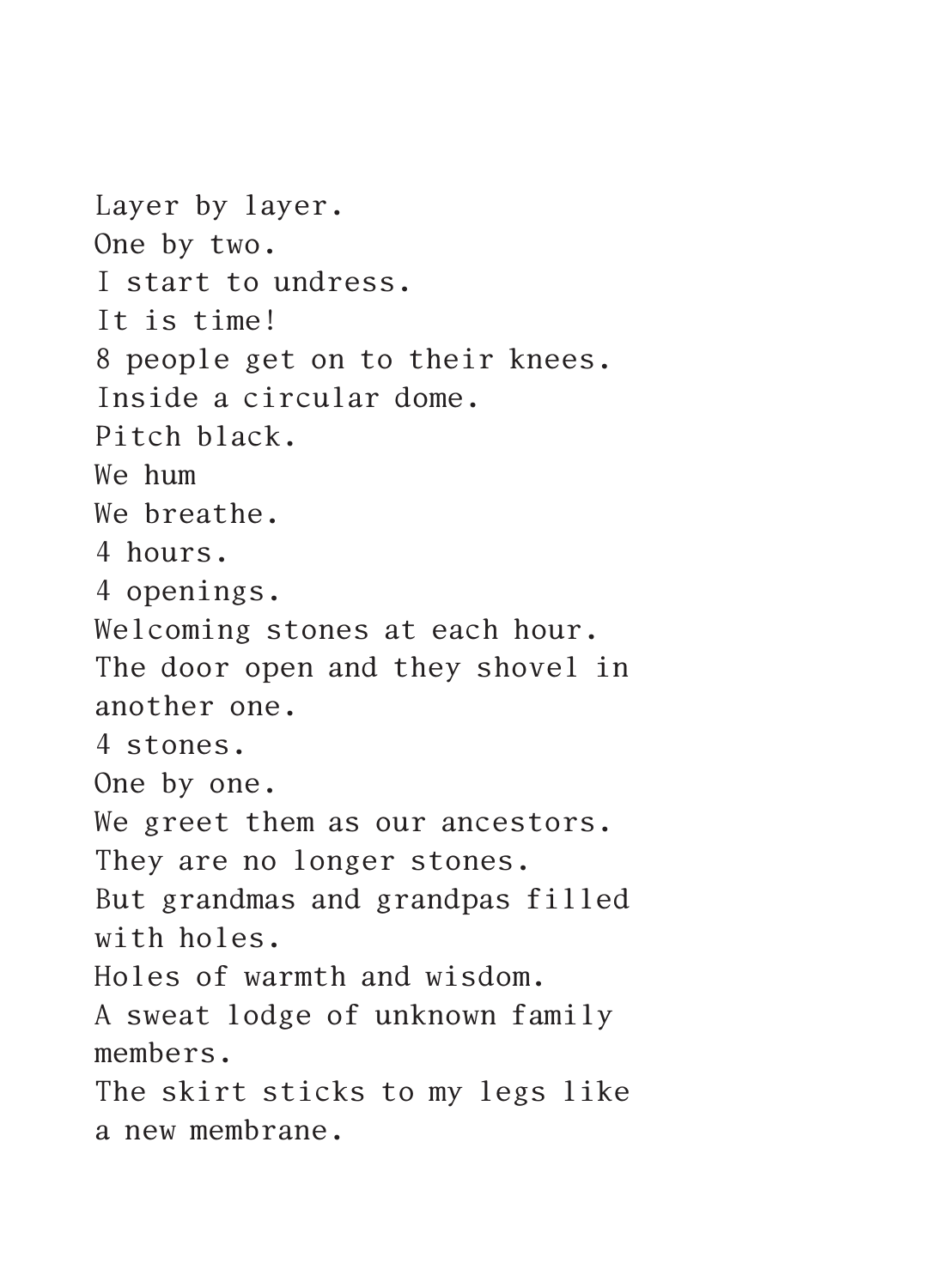Layer by layer.  
One by two.  
I start to undress.  
It is time!  
8 people get on to their knees.  
Inside a circular dome.  
Pitch black.  
We hum  
We breathe.  
4 hours.  
4 openings.  
Welcoming stones at each hour.  
The door open and they shovel in another one.  
4 stones.  
One by one.  
We greet them as our ancestors.  
They are no longer stones.  
But grandmas and grandpas filled with holes.  
Holes of warmth and wisdom.  
A sweat lodge of unknown family members.  
The skirt sticks to my legs like a new membrane.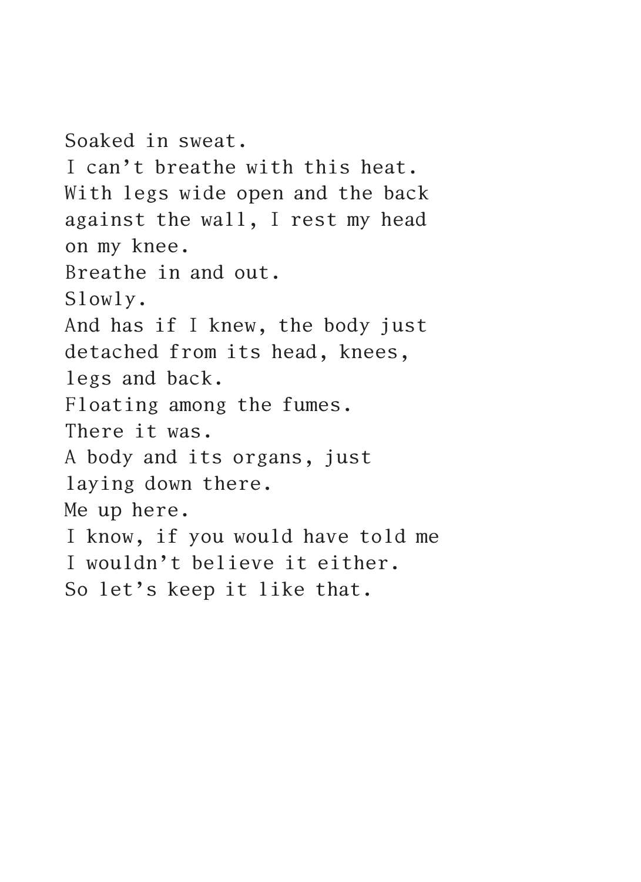Soaked in sweat.  
I can’t breathe with this heat.  
With legs wide open and the back  
against the wall, I rest my head  
on my knee.  
Breathe in and out.  
Slowly.  
And has if I knew, the body just  
detached from its head, knees,  
legs and back.  
Floating among the fumes.  
There it was.  
A body and its organs, just  
laying down there.  
Me up here.  
I know, if you would have told me  
I wouldn’t believe it either.  
So let’s keep it like that.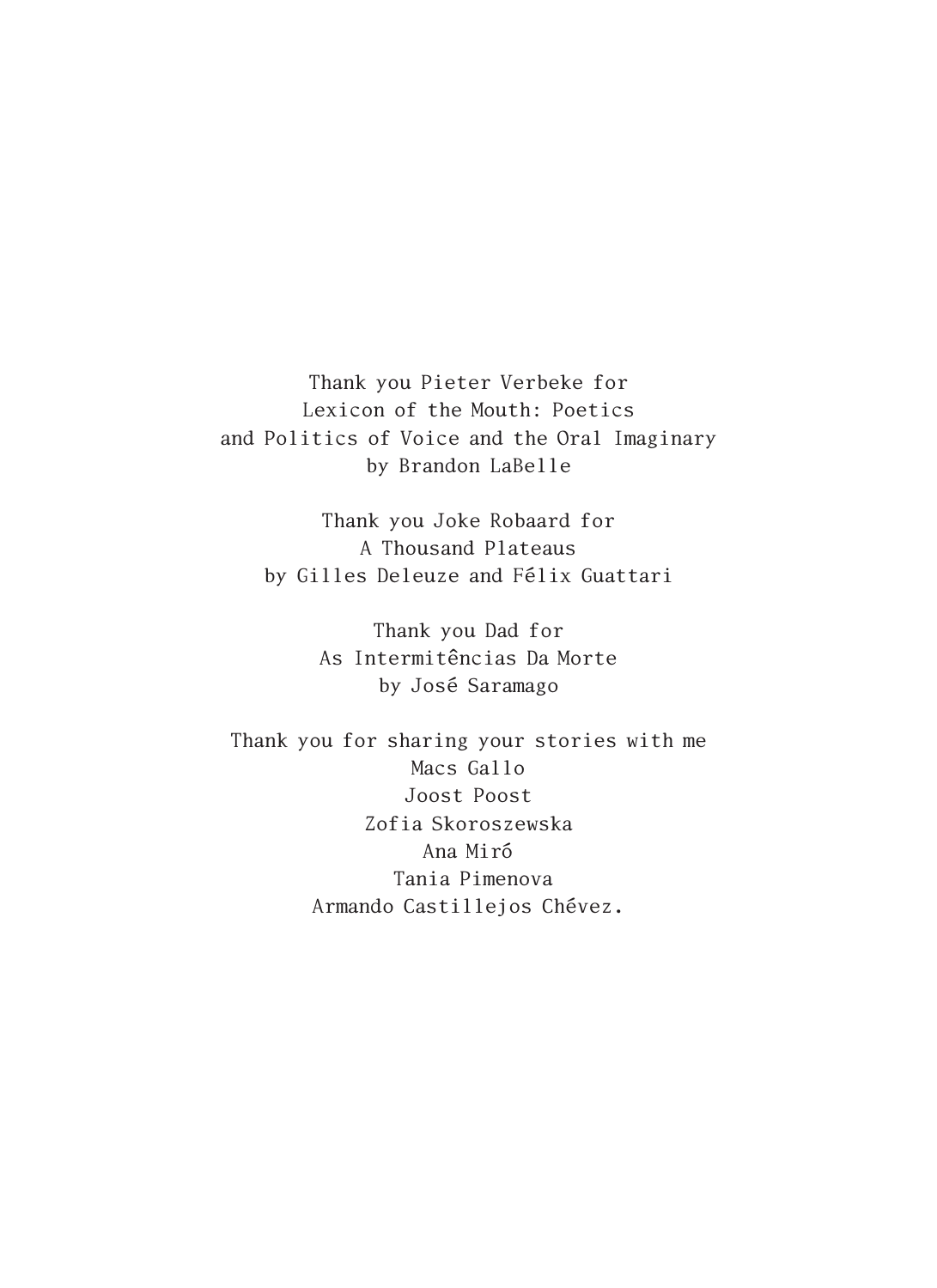Thank you Pieter Verbeke for
Lexicon of the Mouth: Poetics
and Politics of Voice and the Oral Imaginary
by Brandon LaBelle

Thank you Joke Robaard for
A Thousand Plateaus
by Gilles Deleuze and Félix Guattari

Thank you Dad for
As Intermitências Da Morte
by José Saramago

Thank you for sharing your stories with me
Macs Gallo
Joost Poost
Zofia Skoroszewska
Ana Miró
Tania Pimenova
Armando Castillejos Chévez.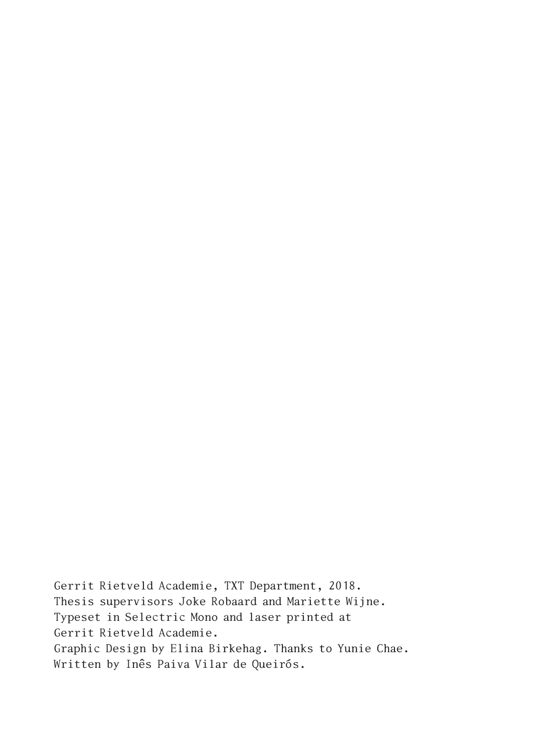Gerrit Rietveld Academie, TXT Department, 2018.
Thesis supervisors Joke Robaard and Mariette Wijne.
Typeset in Selectric Mono and laser printed at
Gerrit Rietveld Academie.
Graphic Design by Elina Birkehag. Thanks to Yunie Chae.
Written by Inês Paiva Vilar de Queirós.